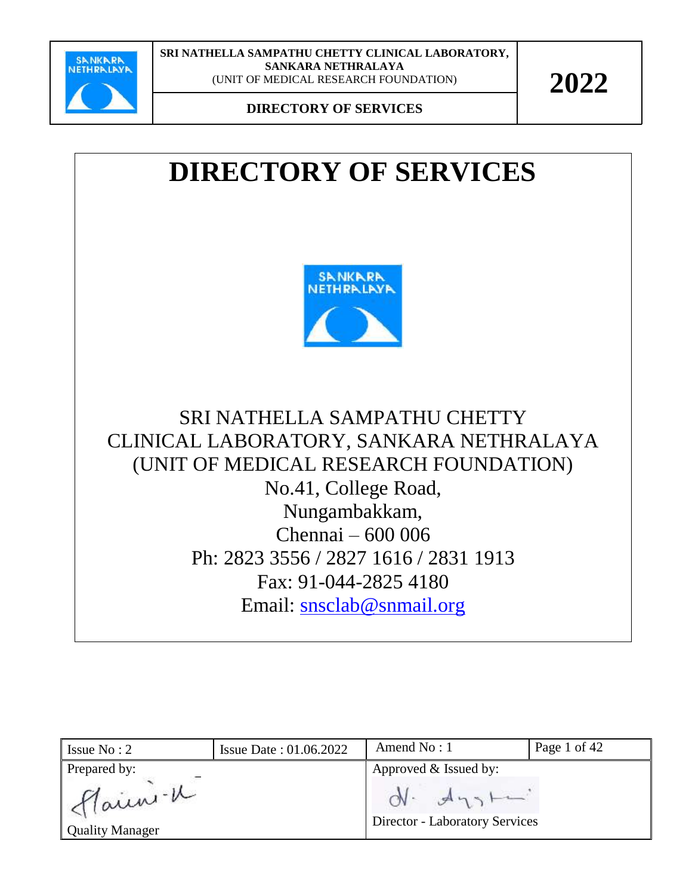# DIRECTORY OF SERVICES

SRI NATHELLA SAMPATHU CHETTY
CLINICAL LABORATORY, SANKARA NETHRALAYA
(UNIT OF MEDICAL RESEARCH FOUNDATION)
No.41, College Road,
Nungambakkam,
Chennai – 600 006
Ph: 2823 3556 / 2827 1616 / 2831 1913
Fax: 91-044-2825 4180
Email: snsclab@snmail.org

| Issue No : 2 | Issue Date : 01.06.2022 | Amend No : 1 | |
|---|---|---|---|
| Prepared by: Quality Manager | | Approved & Issued by: Director - Laboratory Services | |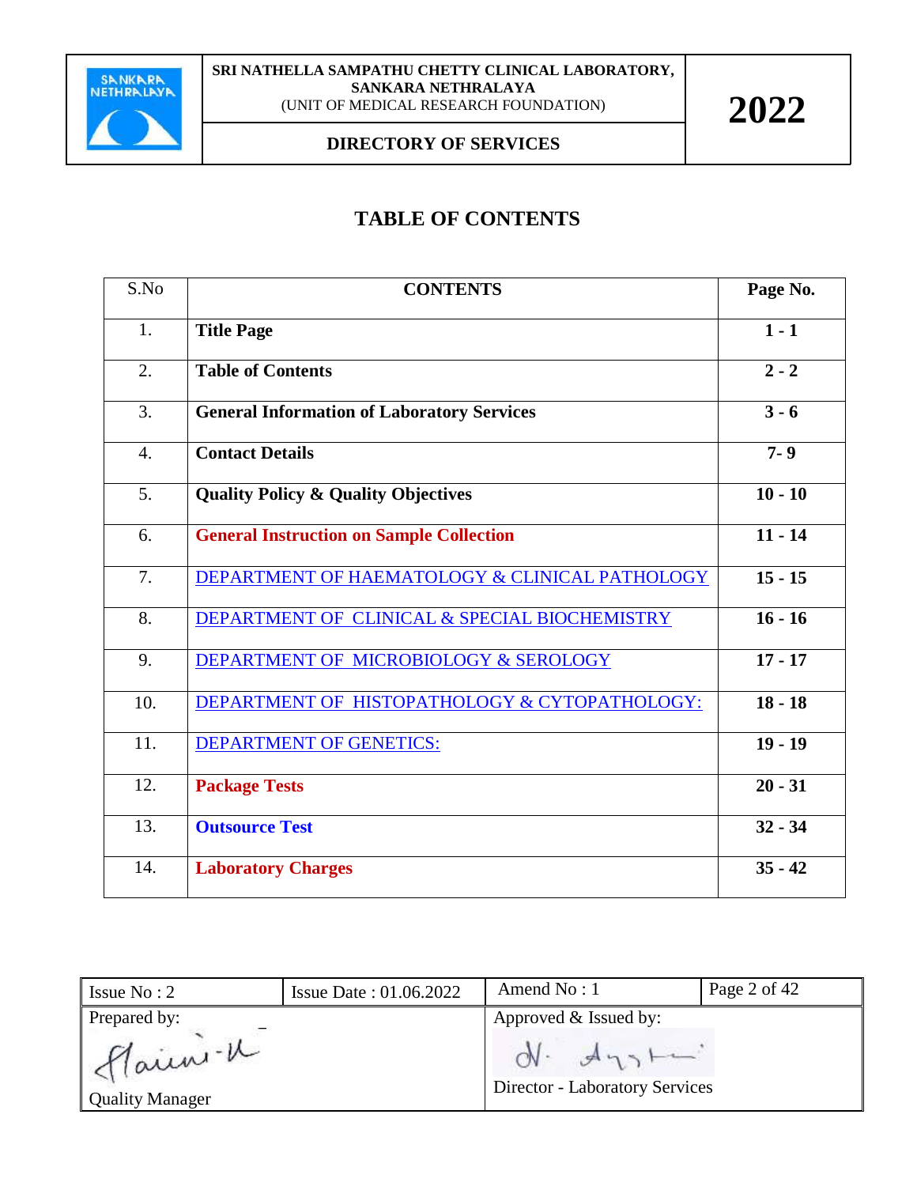# TABLE OF CONTENTS

| S.No | CONTENTS | Page No. |
|---|---|---|
| 1. | **Title Page** | **1 - 1** |
| 2. | **Table of Contents** | **2 - 2** |
| 3. | **General Information of Laboratory Services** | **3 - 6** |
| 4. | **Contact Details** | **7- 9** |
| 5. | **Quality Policy & Quality Objectives** | **10 - 10** |
| 6. | **General Instruction on Sample Collection** | **11 - 14** |
| 7. | DEPARTMENT OF HAEMATOLOGY & CLINICAL PATHOLOGY | **15 - 15** |
| 8. | DEPARTMENT OF CLINICAL & SPECIAL BIOCHEMISTRY | **16 - 16** |
| 9. | DEPARTMENT OF MICROBIOLOGY & SEROLOGY | **17 - 17** |
| 10. | DEPARTMENT OF HISTOPATHOLOGY & CYTOPATHOLOGY: | **18 - 18** |
| 11. | DEPARTMENT OF GENETICS: | **19 - 19** |
| 12. | **Package Tests** | **20 - 31** |
| 13. | **Outsource Test** | **32 - 34** |
| 14. | **Laboratory Charges** | **35 - 42** |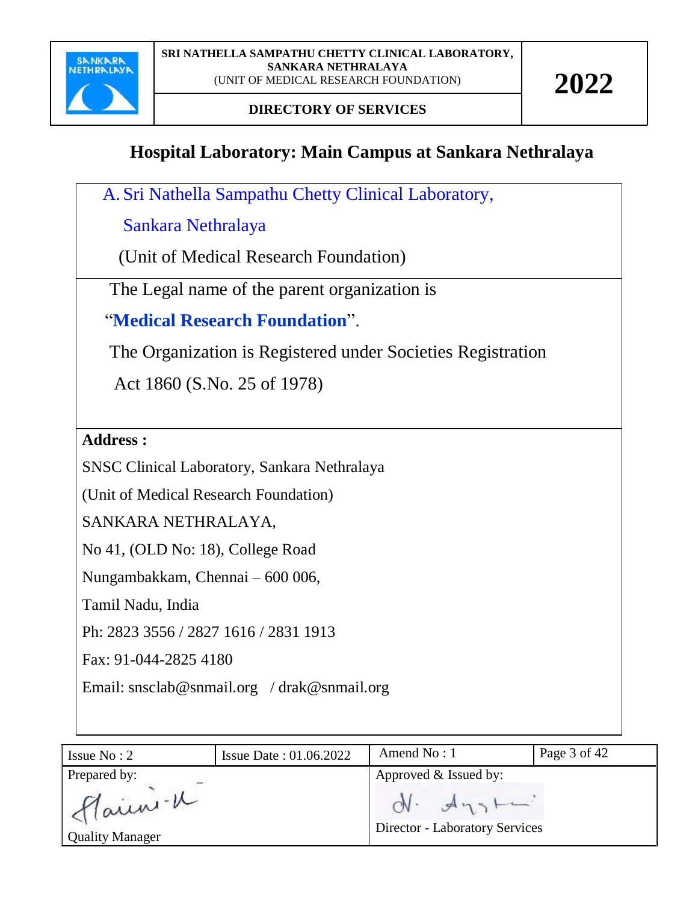# Hospital Laboratory: Main Campus at Sankara Nethralaya

A. Sri Nathella Sampathu Chetty Clinical Laboratory,

Sankara Nethralaya

(Unit of Medical Research Foundation)

The Legal name of the parent organization is

"**Medical Research Foundation**".

The Organization is Registered under Societies Registration Act 1860 (S.No. 25 of 1978)

**Address :**

SNSC Clinical Laboratory, Sankara Nethralaya

(Unit of Medical Research Foundation)

SANKARA NETHRALAYA,

No 41, (OLD No: 18), College Road

Nungambakkam, Chennai – 600 006,

Tamil Nadu, India

Ph: 2823 3556 / 2827 1616 / 2831 1913

Fax: 91-044-2825 4180

Email: snsclab@snmail.org / drak@snmail.org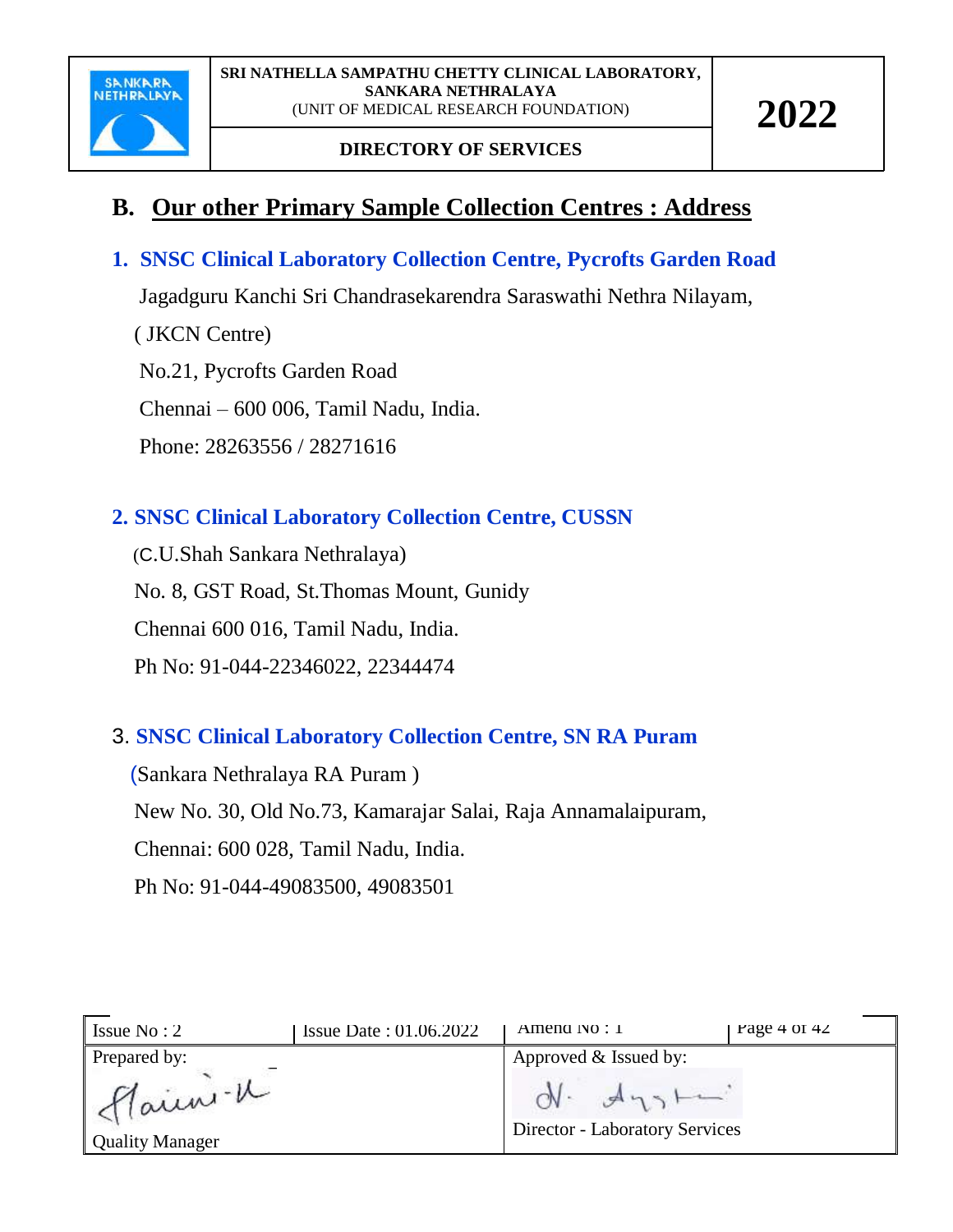## B. Our other Primary Sample Collection Centres : Address

### 1. SNSC Clinical Laboratory Collection Centre, Pycrofts Garden Road

Jagadguru Kanchi Sri Chandrasekarendra Saraswathi Nethra Nilayam,

( JKCN Centre)

No.21, Pycrofts Garden Road

Chennai – 600 006, Tamil Nadu, India.

Phone: 28263556 / 28271616

### 2. SNSC Clinical Laboratory Collection Centre, CUSSN

(C.U.Shah Sankara Nethralaya)

No. 8, GST Road, St.Thomas Mount, Gunidy

Chennai 600 016, Tamil Nadu, India.

Ph No: 91-044-22346022, 22344474

### 3. SNSC Clinical Laboratory Collection Centre, SN RA Puram

(Sankara Nethralaya RA Puram )

New No. 30, Old No.73, Kamarajar Salai, Raja Annamalaipuram,

Chennai: 600 028, Tamil Nadu, India.

Ph No: 91-044-49083500, 49083501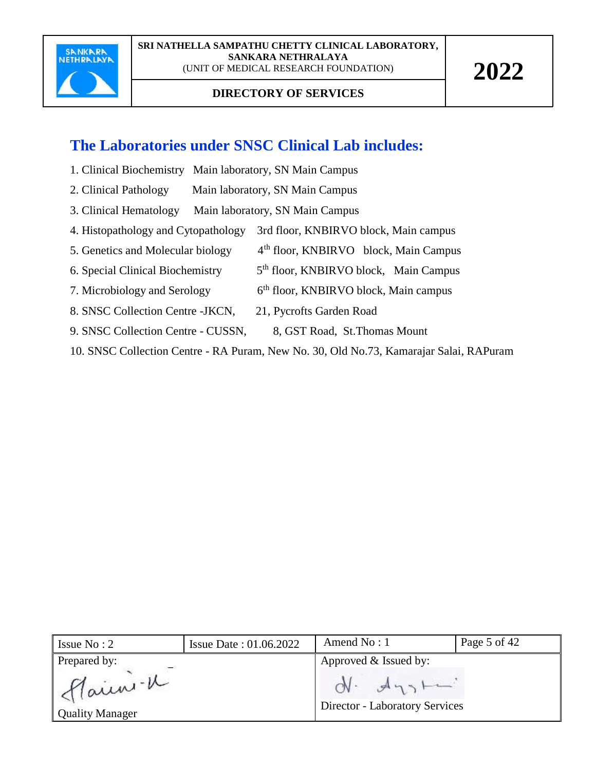## The Laboratories under SNSC Clinical Lab includes:

1. Clinical Biochemistry   Main laboratory, SN Main Campus
2. Clinical Pathology   Main laboratory, SN Main Campus
3. Clinical Hematology   Main laboratory, SN Main Campus
4. Histopathology and Cytopathology   3rd floor, KNBIRVO block, Main campus
5. Genetics and Molecular biology   4th floor, KNBIRVO block, Main Campus
6. Special Clinical Biochemistry   5th floor, KNBIRVO block, Main Campus
7. Microbiology and Serology   6th floor, KNBIRVO block, Main campus
8. SNSC Collection Centre -JKCN,   21, Pycrofts Garden Road
9. SNSC Collection Centre - CUSSN,   8, GST Road, St.Thomas Mount
10. SNSC Collection Centre - RA Puram, New No. 30, Old No.73, Kamarajar Salai, RAPuram

| Issue No : 2 | Issue Date : 01.06.2022 | Amend No : 1 | |
|---|---|---|---|
| Prepared by: Quality Manager | | Approved & Issued by: Director - Laboratory Services | |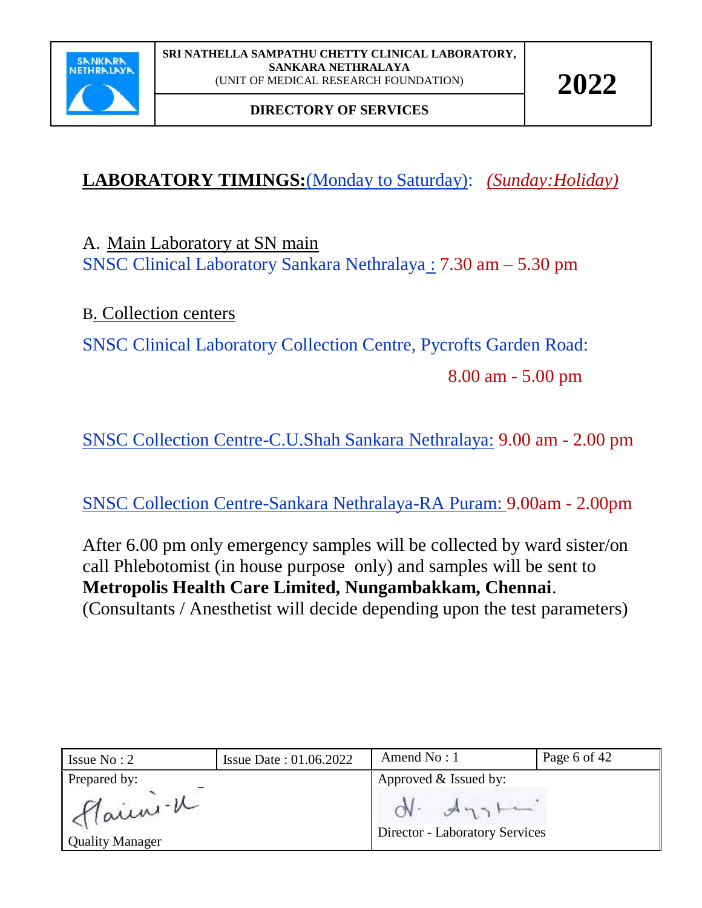## LABORATORY TIMINGS: (Monday to Saturday): *(Sunday: Holiday)*

A. Main Laboratory at SN main

SNSC Clinical Laboratory Sankara Nethralaya : 7.30 am – 5.30 pm

B. Collection centers

SNSC Clinical Laboratory Collection Centre, Pycrofts Garden Road: 8.00 am - 5.00 pm

SNSC Collection Centre-C.U.Shah Sankara Nethralaya: 9.00 am - 2.00 pm

SNSC Collection Centre-Sankara Nethralaya-RA Puram: 9.00am - 2.00pm

After 6.00 pm only emergency samples will be collected by ward sister/on call Phlebotomist (in house purpose only) and samples will be sent to **Metropolis Health Care Limited, Nungambakkam, Chennai**. (Consultants / Anesthetist will decide depending upon the test parameters)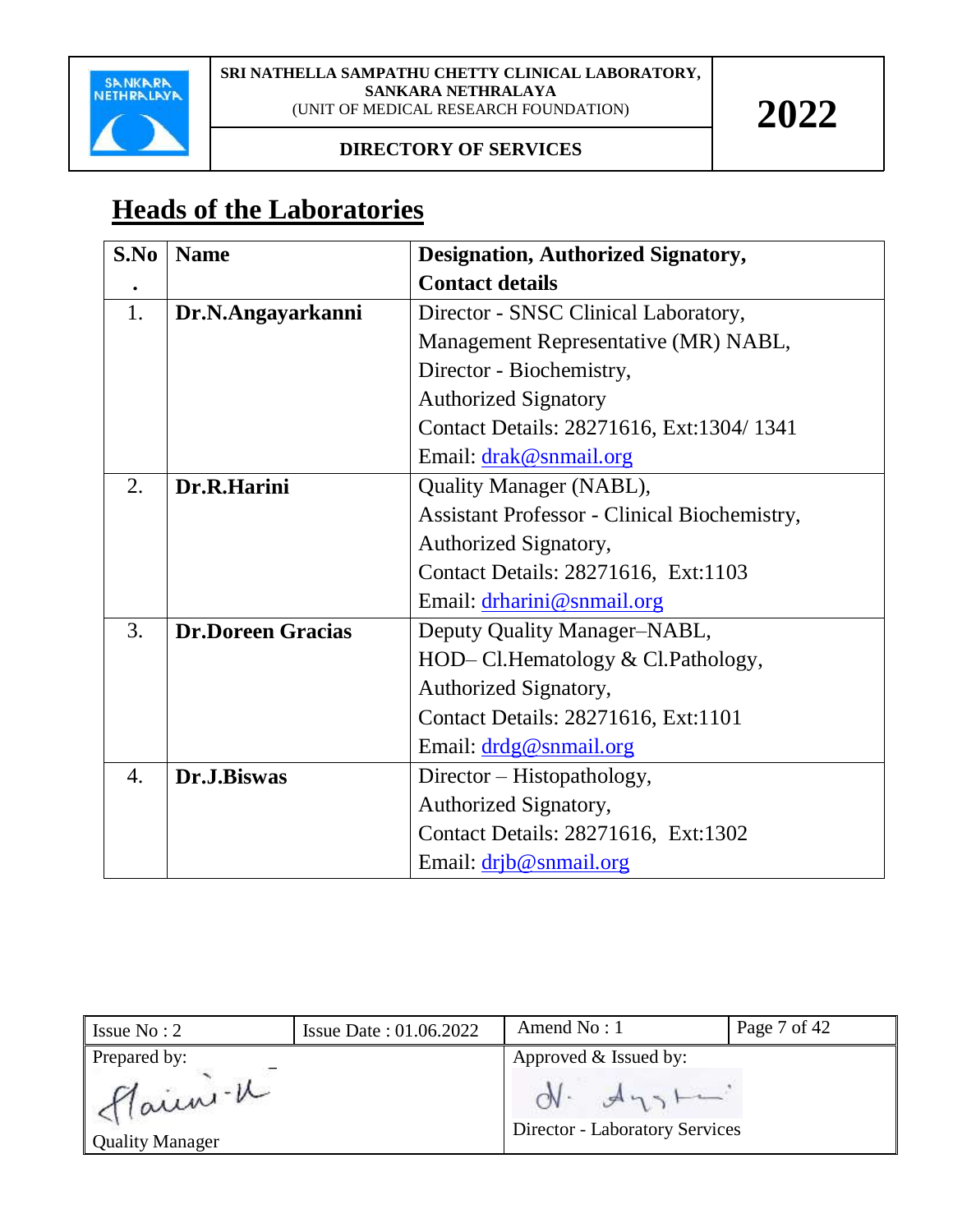## Heads of the Laboratories

| S.No. | Name | Designation, Authorized Signatory, Contact details |
|---|---|---|
| 1. | **Dr.N.Angayarkanni** | Director - SNSC Clinical Laboratory,<br>Management Representative (MR) NABL,<br>Director - Biochemistry,<br>Authorized Signatory<br>Contact Details: 28271616, Ext:1304/ 1341<br>Email: drak@snmail.org |
| 2. | **Dr.R.Harini** | Quality Manager (NABL),<br>Assistant Professor - Clinical Biochemistry,<br>Authorized Signatory,<br>Contact Details: 28271616, Ext:1103<br>Email: drharini@snmail.org |
| 3. | **Dr.Doreen Gracias** | Deputy Quality Manager–NABL,<br>HOD– Cl.Hematology & Cl.Pathology,<br>Authorized Signatory,<br>Contact Details: 28271616, Ext:1101<br>Email: drdg@snmail.org |
| 4. | **Dr.J.Biswas** | Director – Histopathology,<br>Authorized Signatory,<br>Contact Details: 28271616, Ext:1302<br>Email: drjb@snmail.org |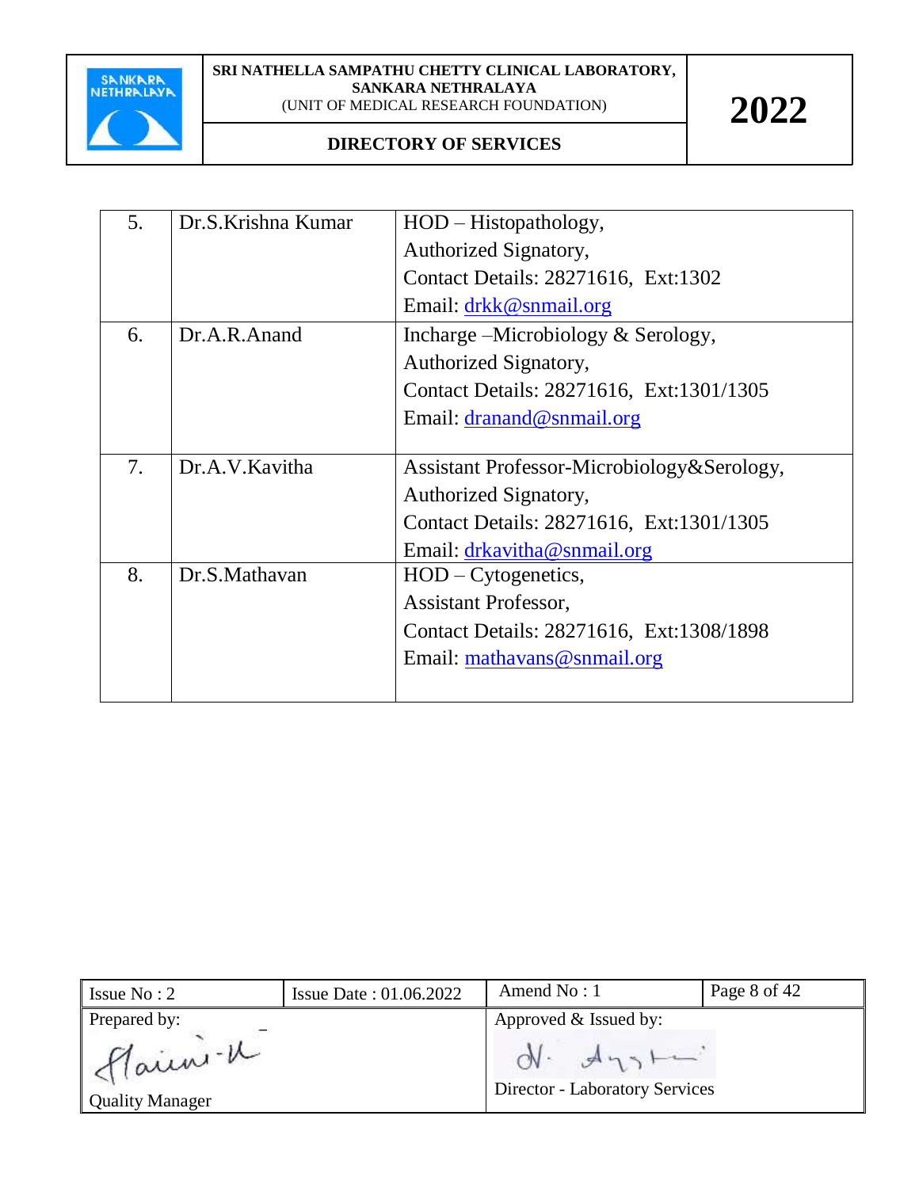| 5. | Dr.S.Krishna Kumar | HOD – Histopathology,<br>Authorized Signatory,<br>Contact Details: 28271616, Ext:1302<br>Email: drkk@snmail.org |
|---|---|---|
| 6. | Dr.A.R.Anand | Incharge –Microbiology & Serology,<br>Authorized Signatory,<br>Contact Details: 28271616, Ext:1301/1305<br>Email: dranand@snmail.org |
| 7. | Dr.A.V.Kavitha | Assistant Professor-Microbiology&Serology,<br>Authorized Signatory,<br>Contact Details: 28271616, Ext:1301/1305<br>Email: drkavitha@snmail.org |
| 8. | Dr.S.Mathavan | HOD – Cytogenetics,<br>Assistant Professor,<br>Contact Details: 28271616, Ext:1308/1898<br>Email: mathavans@snmail.org |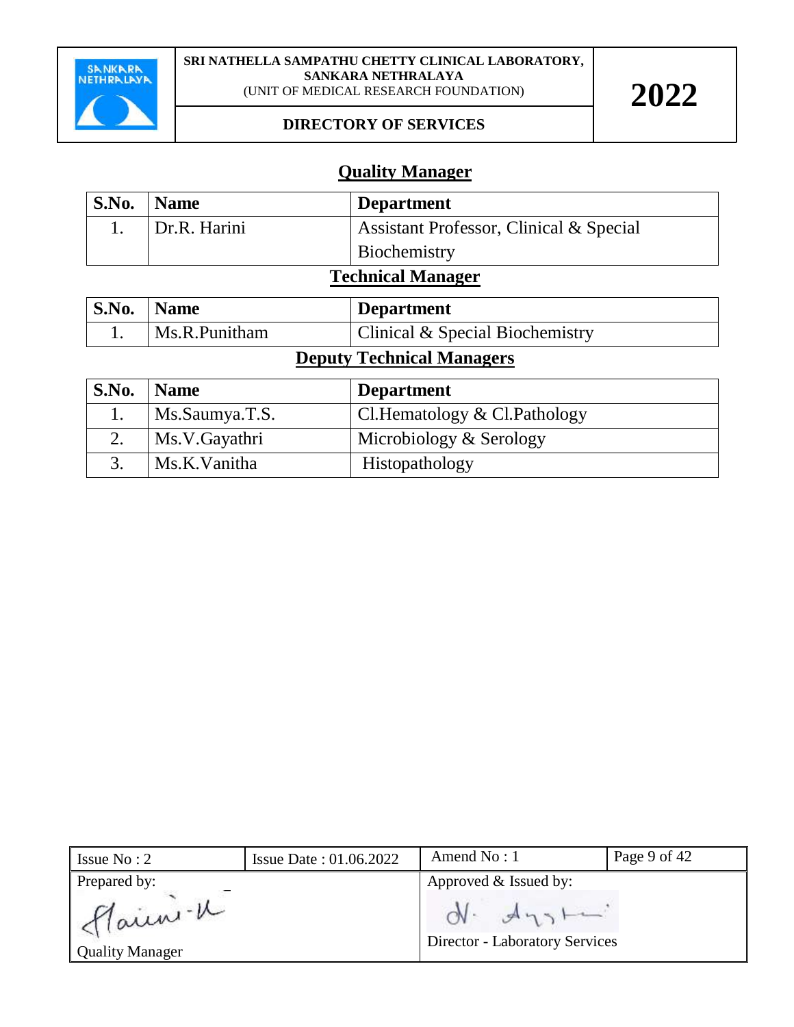## Quality Manager

| S.No. | Name | Department |
|---|---|---|
| 1. | Dr.R. Harini | Assistant Professor, Clinical & Special Biochemistry |

## Technical Manager

| S.No. | Name | Department |
|---|---|---|
| 1. | Ms.R.Punitham | Clinical & Special Biochemistry |

## Deputy Technical Managers

| S.No. | Name | Department |
|---|---|---|
| 1. | Ms.Saumya.T.S. | Cl.Hematology & Cl.Pathology |
| 2. | Ms.V.Gayathri | Microbiology & Serology |
| 3. | Ms.K.Vanitha | Histopathology |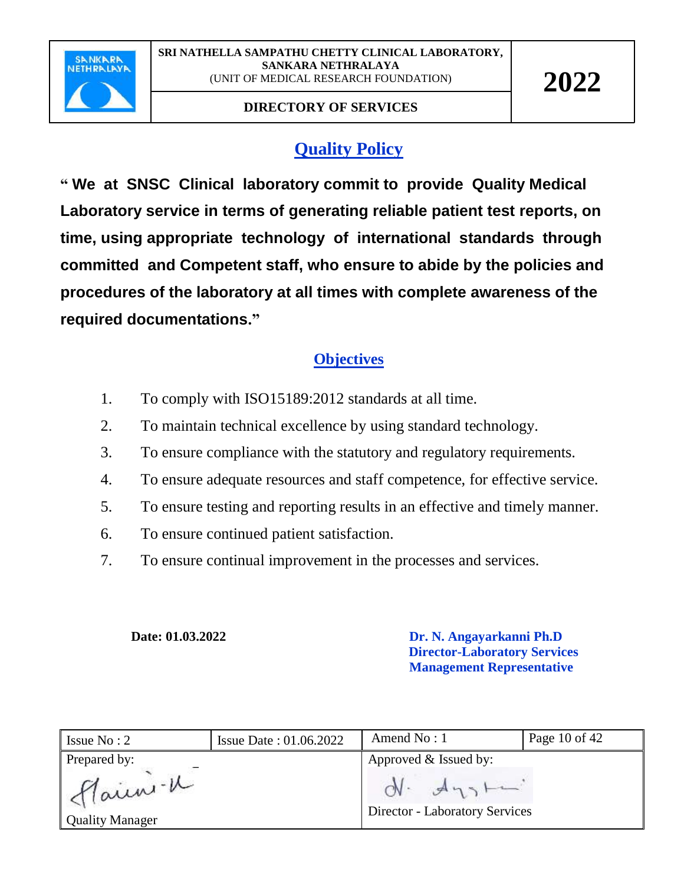## Quality Policy

**" We at SNSC Clinical laboratory commit to provide Quality Medical Laboratory service in terms of generating reliable patient test reports, on time, using appropriate technology of international standards through committed and Competent staff, who ensure to abide by the policies and procedures of the laboratory at all times with complete awareness of the required documentations."**

## Objectives

1. To comply with ISO15189:2012 standards at all time.
2. To maintain technical excellence by using standard technology.
3. To ensure compliance with the statutory and regulatory requirements.
4. To ensure adequate resources and staff competence, for effective service.
5. To ensure testing and reporting results in an effective and timely manner.
6. To ensure continued patient satisfaction.
7. To ensure continual improvement in the processes and services.

**Date: 01.03.2022**

**Dr. N. Angayarkanni Ph.D**
**Director-Laboratory Services**
**Management Representative**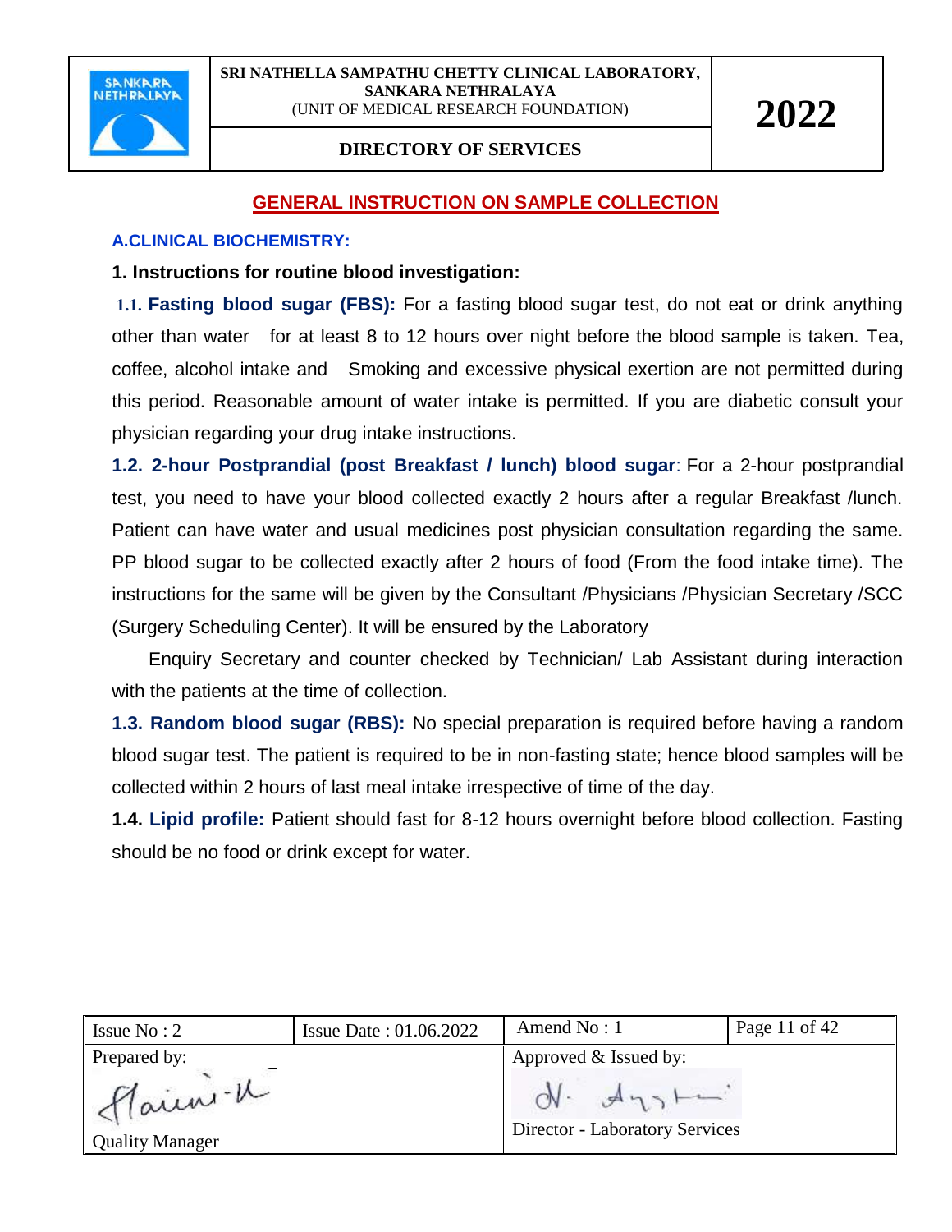## GENERAL INSTRUCTION ON SAMPLE COLLECTION

### A.CLINICAL BIOCHEMISTRY:

**1. Instructions for routine blood investigation:**

**1.1. Fasting blood sugar (FBS):** For a fasting blood sugar test, do not eat or drink anything other than water for at least 8 to 12 hours over night before the blood sample is taken. Tea, coffee, alcohol intake and Smoking and excessive physical exertion are not permitted during this period. Reasonable amount of water intake is permitted. If you are diabetic consult your physician regarding your drug intake instructions.

**1.2. 2-hour Postprandial (post Breakfast / lunch) blood sugar**: For a 2-hour postprandial test, you need to have your blood collected exactly 2 hours after a regular Breakfast /lunch. Patient can have water and usual medicines post physician consultation regarding the same. PP blood sugar to be collected exactly after 2 hours of food (From the food intake time). The instructions for the same will be given by the Consultant /Physicians /Physician Secretary /SCC (Surgery Scheduling Center). It will be ensured by the Laboratory

Enquiry Secretary and counter checked by Technician/ Lab Assistant during interaction with the patients at the time of collection.

**1.3. Random blood sugar (RBS):** No special preparation is required before having a random blood sugar test. The patient is required to be in non-fasting state; hence blood samples will be collected within 2 hours of last meal intake irrespective of time of the day.

**1.4. Lipid profile:** Patient should fast for 8-12 hours overnight before blood collection. Fasting should be no food or drink except for water.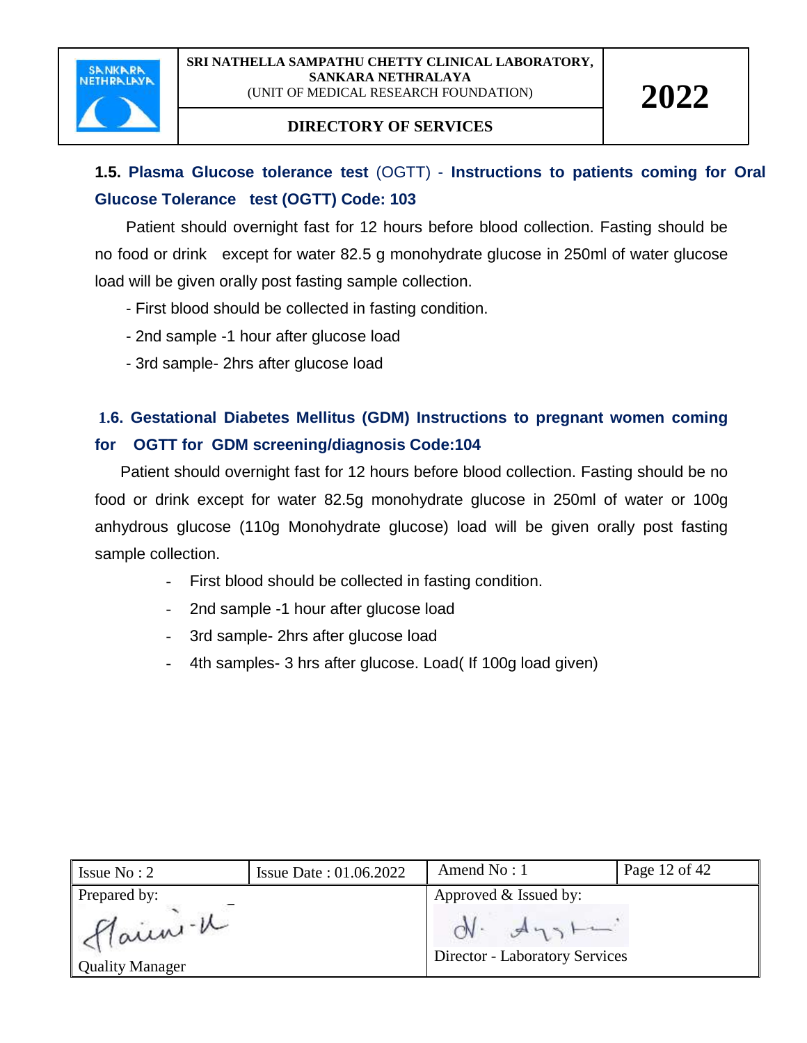### 1.5. Plasma Glucose tolerance test (OGTT) - Instructions to patients coming for Oral Glucose Tolerance test (OGTT) Code: 103

Patient should overnight fast for 12 hours before blood collection. Fasting should be no food or drink except for water 82.5 g monohydrate glucose in 250ml of water glucose load will be given orally post fasting sample collection.

- First blood should be collected in fasting condition.
- 2nd sample -1 hour after glucose load
- 3rd sample- 2hrs after glucose load

### 1.6. Gestational Diabetes Mellitus (GDM) Instructions to pregnant women coming for OGTT for GDM screening/diagnosis Code:104

Patient should overnight fast for 12 hours before blood collection. Fasting should be no food or drink except for water 82.5g monohydrate glucose in 250ml of water or 100g anhydrous glucose (110g Monohydrate glucose) load will be given orally post fasting sample collection.

- First blood should be collected in fasting condition.
- 2nd sample -1 hour after glucose load
- 3rd sample- 2hrs after glucose load
- 4th samples- 3 hrs after glucose. Load( If 100g load given)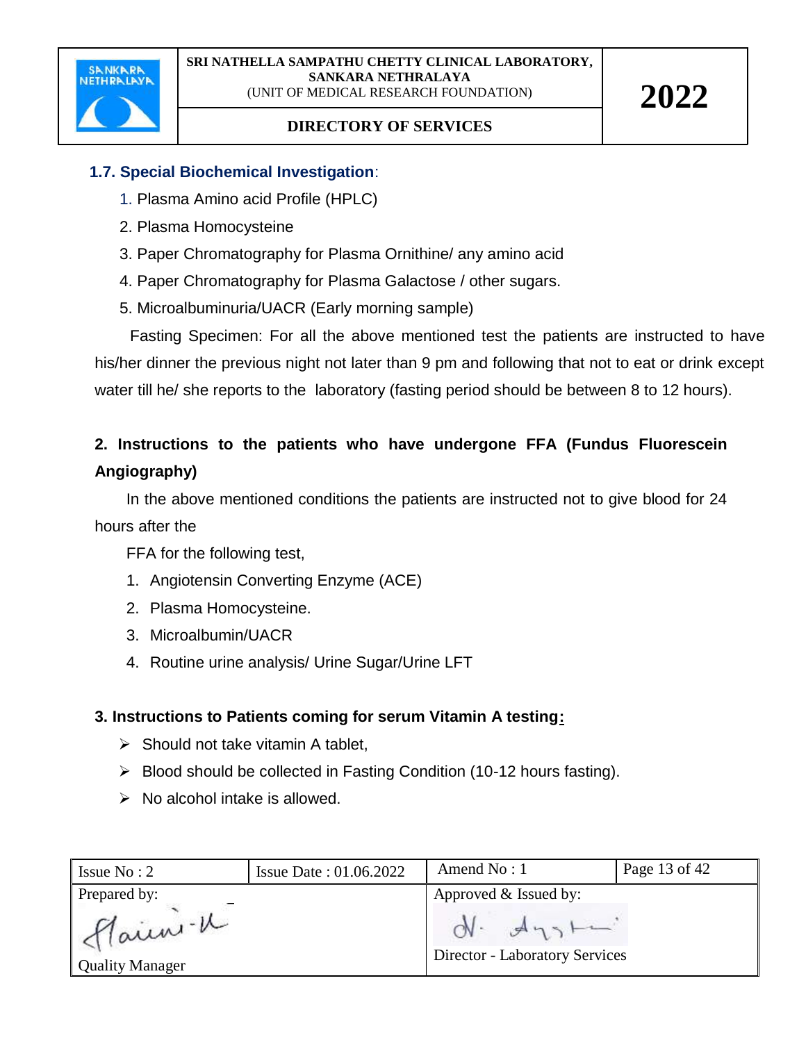### 1.7. Special Biochemical Investigation:

1. Plasma Amino acid Profile (HPLC)
2. Plasma Homocysteine
3. Paper Chromatography for Plasma Ornithine/ any amino acid
4. Paper Chromatography for Plasma Galactose / other sugars.
5. Microalbuminuria/UACR (Early morning sample)

Fasting Specimen: For all the above mentioned test the patients are instructed to have his/her dinner the previous night not later than 9 pm and following that not to eat or drink except water till he/ she reports to the laboratory (fasting period should be between 8 to 12 hours).

## 2. Instructions to the patients who have undergone FFA (Fundus Fluorescein Angiography)

In the above mentioned conditions the patients are instructed not to give blood for 24 hours after the

FFA for the following test,

1. Angiotensin Converting Enzyme (ACE)
2. Plasma Homocysteine.
3. Microalbumin/UACR
4. Routine urine analysis/ Urine Sugar/Urine LFT

## 3. Instructions to Patients coming for serum Vitamin A testing:

- Should not take vitamin A tablet,
- Blood should be collected in Fasting Condition (10-12 hours fasting).
- No alcohol intake is allowed.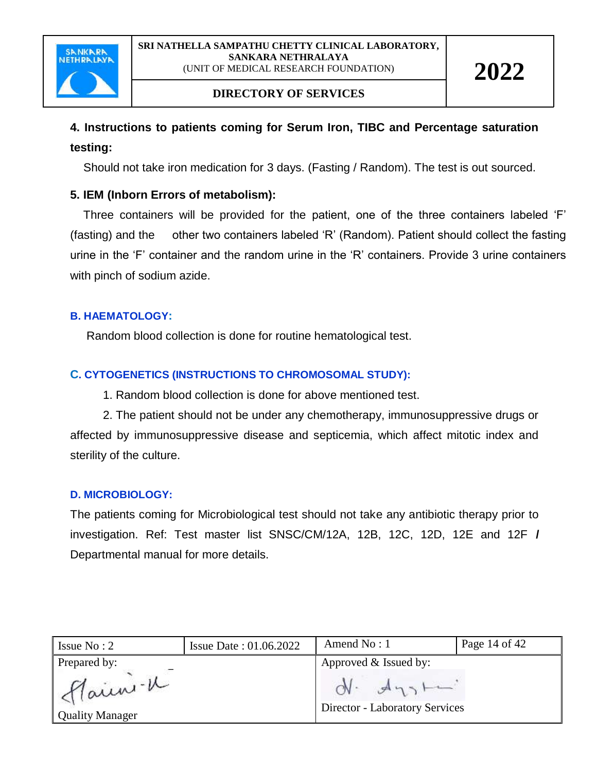**4. Instructions to patients coming for Serum Iron, TIBC and Percentage saturation testing:**

Should not take iron medication for 3 days. (Fasting / Random). The test is out sourced.

**5. IEM (Inborn Errors of metabolism):**

Three containers will be provided for the patient, one of the three containers labeled 'F' (fasting) and the other two containers labeled 'R' (Random). Patient should collect the fasting urine in the 'F' container and the random urine in the 'R' containers. Provide 3 urine containers with pinch of sodium azide.

## B. HAEMATOLOGY:

Random blood collection is done for routine hematological test.

## C. CYTOGENETICS (INSTRUCTIONS TO CHROMOSOMAL STUDY):

1. Random blood collection is done for above mentioned test.
2. The patient should not be under any chemotherapy, immunosuppressive drugs or affected by immunosuppressive disease and septicemia, which affect mitotic index and sterility of the culture.

## D. MICROBIOLOGY:

The patients coming for Microbiological test should not take any antibiotic therapy prior to investigation. Ref: Test master list SNSC/CM/12A, 12B, 12C, 12D, 12E and 12F **/** Departmental manual for more details.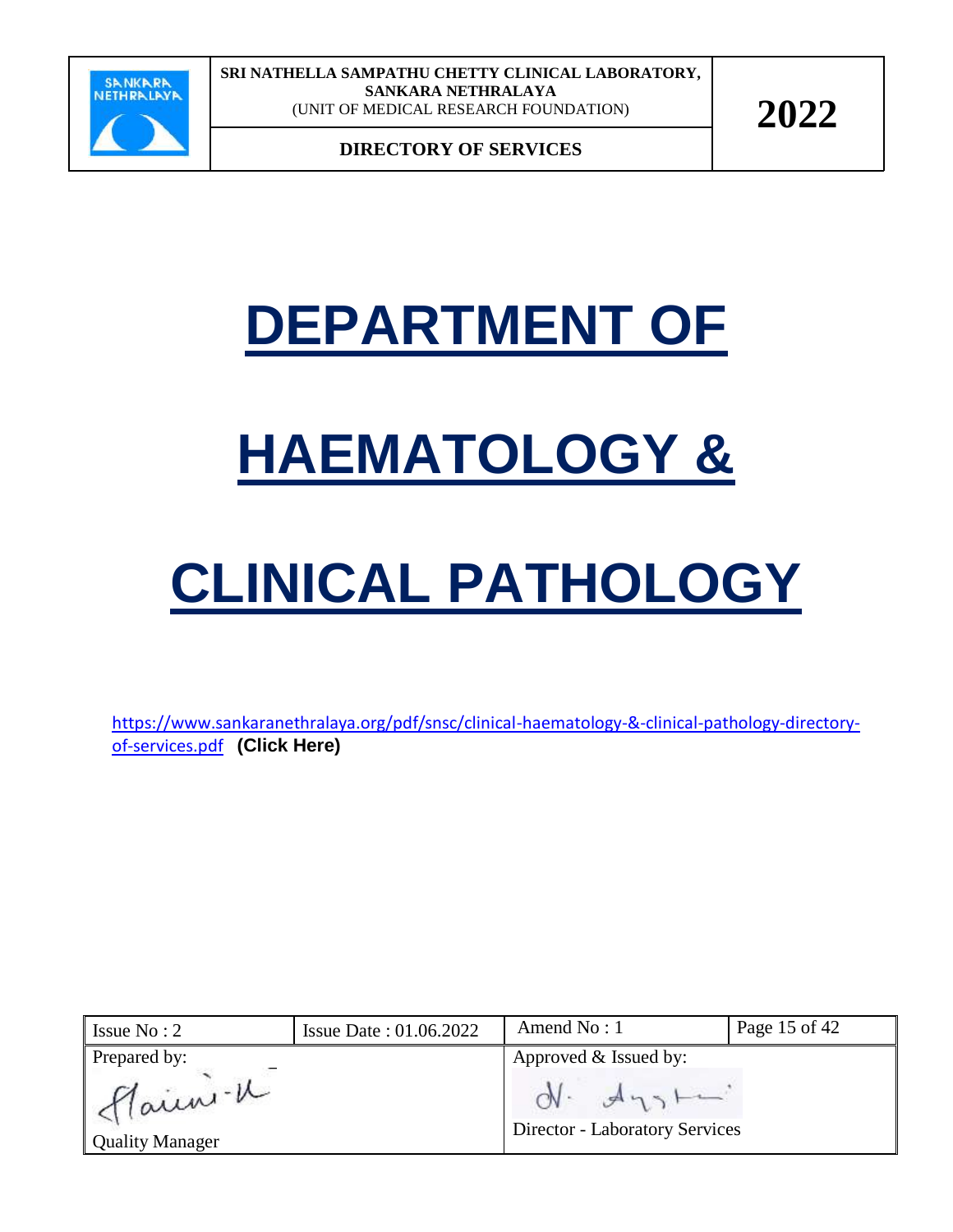# DEPARTMENT OF HAEMATOLOGY & CLINICAL PATHOLOGY

https://www.sankaranethralaya.org/pdf/snsc/clinical-haematology-&-clinical-pathology-directory-of-services.pdf **(Click Here)**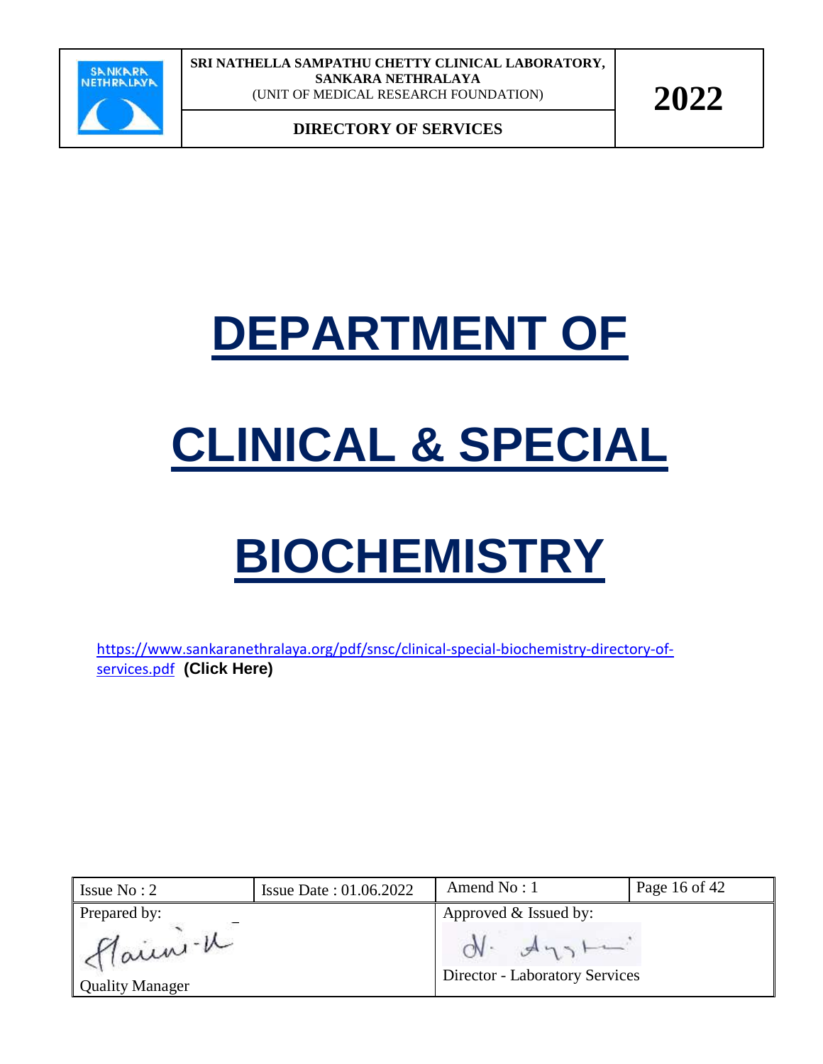# DEPARTMENT OF CLINICAL & SPECIAL BIOCHEMISTRY

https://www.sankaranethralaya.org/pdf/snsc/clinical-special-biochemistry-directory-of-services.pdf **(Click Here)**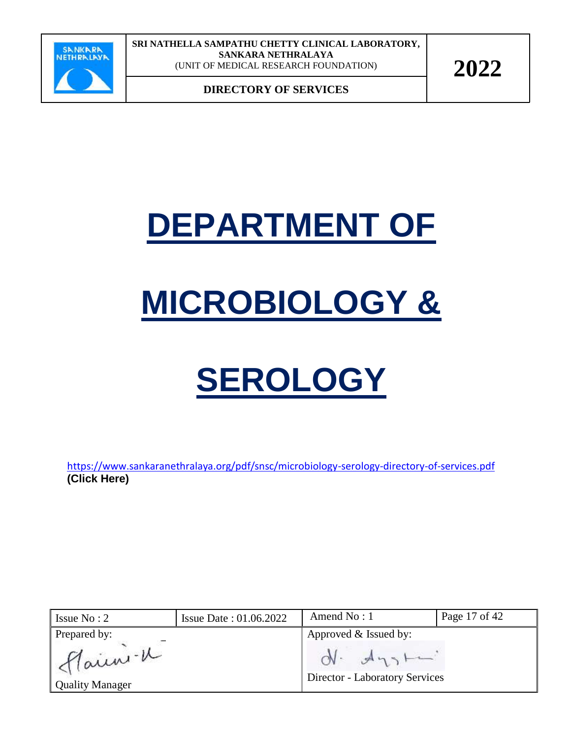# DEPARTMENT OF MICROBIOLOGY & SEROLOGY

https://www.sankaranethralaya.org/pdf/snsc/microbiology-serology-directory-of-services.pdf
**(Click Here)**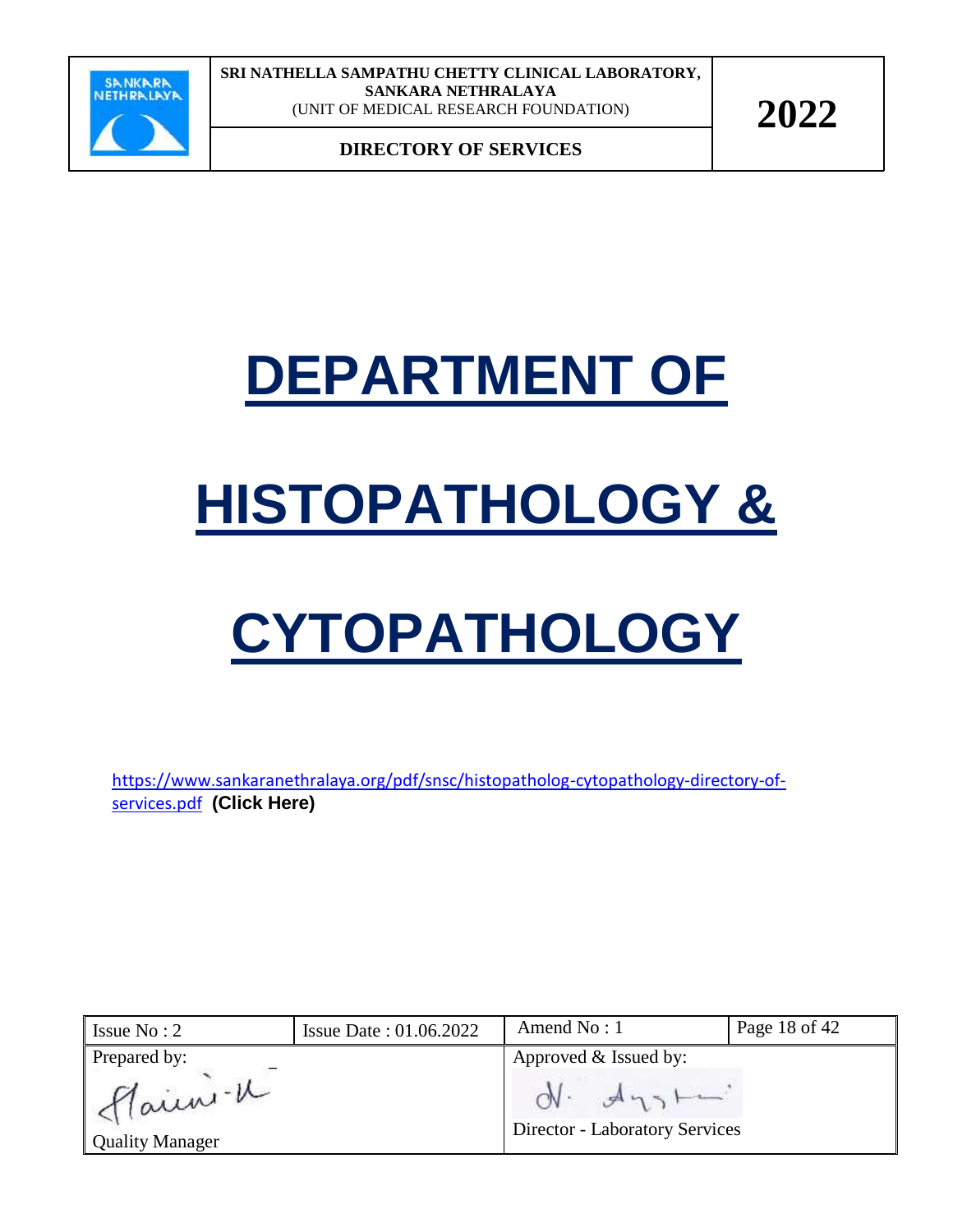# DEPARTMENT OF HISTOPATHOLOGY & CYTOPATHOLOGY

https://www.sankaranethralaya.org/pdf/snsc/histopatholog-cytopathology-directory-of-services.pdf **(Click Here)**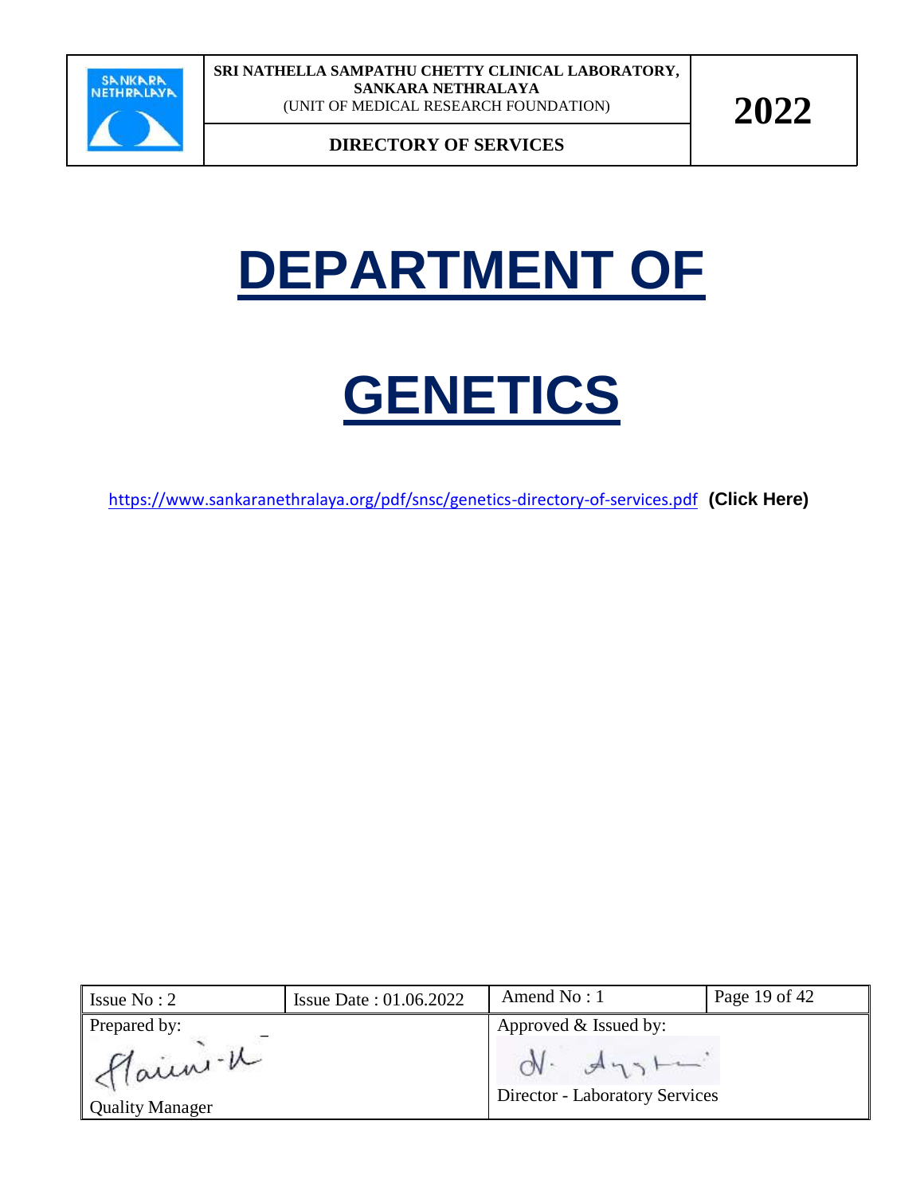# DEPARTMENT OF

# GENETICS

https://www.sankaranethralaya.org/pdf/snsc/genetics-directory-of-services.pdf **(Click Here)**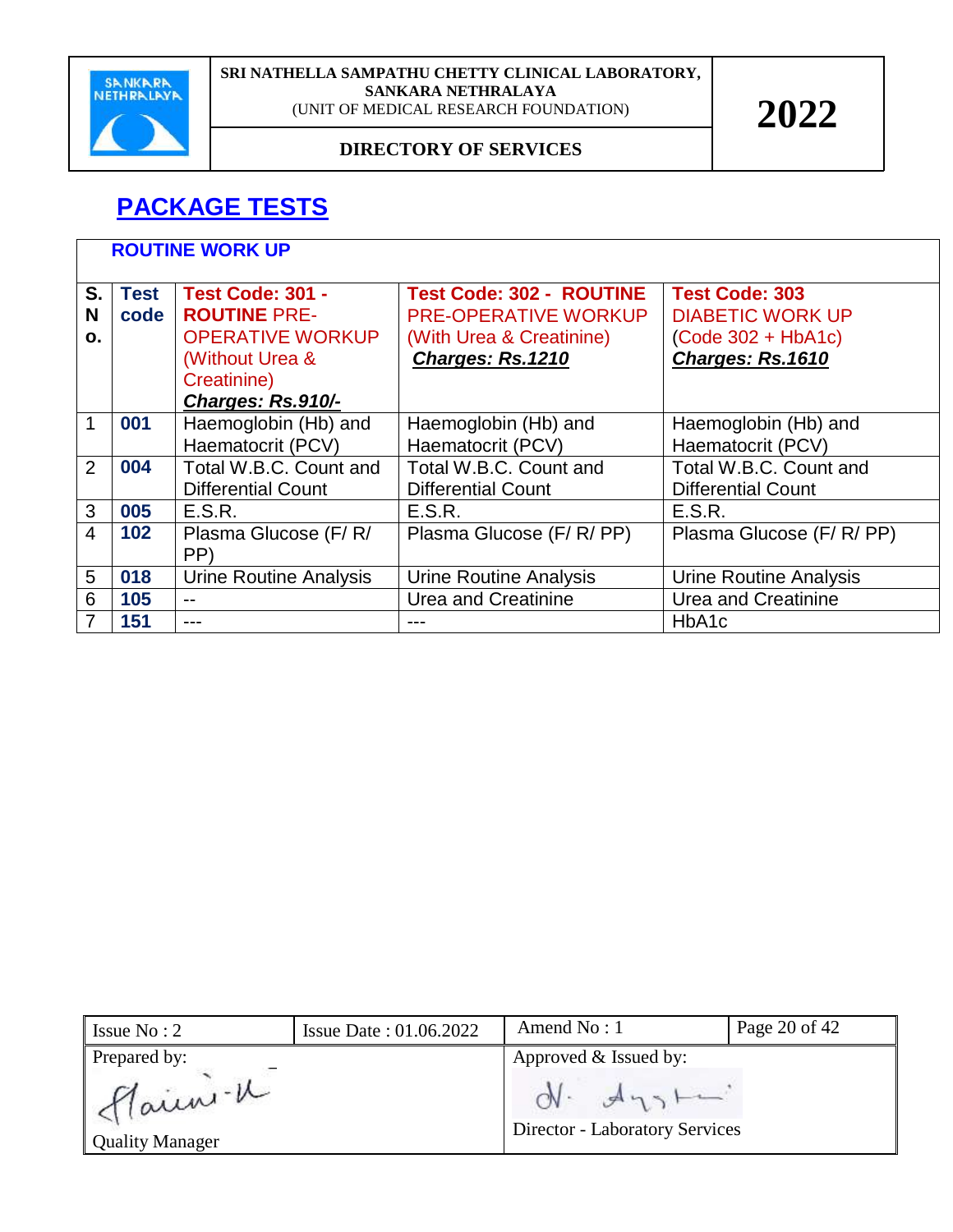## PACKAGE TESTS

| ROUTINE WORK UP | | | | |
|---|---|---|---|---|
| S. No. | Test code | Test Code: 301 - ROUTINE PRE-OPERATIVE WORKUP (Without Urea & Creatinine) ***Charges: Rs.910/-*** | Test Code: 302 - ROUTINE PRE-OPERATIVE WORKUP (With Urea & Creatinine) ***Charges: Rs.1210*** | Test Code: 303 DIABETIC WORK UP (Code 302 + HbA1c) ***Charges: Rs.1610*** |
| 1 | **001** | Haemoglobin (Hb) and Haematocrit (PCV) | Haemoglobin (Hb) and Haematocrit (PCV) | Haemoglobin (Hb) and Haematocrit (PCV) |
| 2 | **004** | Total W.B.C. Count and Differential Count | Total W.B.C. Count and Differential Count | Total W.B.C. Count and Differential Count |
| 3 | **005** | E.S.R. | E.S.R. | E.S.R. |
| 4 | **102** | Plasma Glucose (F/ R/ PP) | Plasma Glucose (F/ R/ PP) | Plasma Glucose (F/ R/ PP) |
| 5 | **018** | Urine Routine Analysis | Urine Routine Analysis | Urine Routine Analysis |
| 6 | **105** | -- | Urea and Creatinine | Urea and Creatinine |
| 7 | **151** | --- | --- | HbA1c |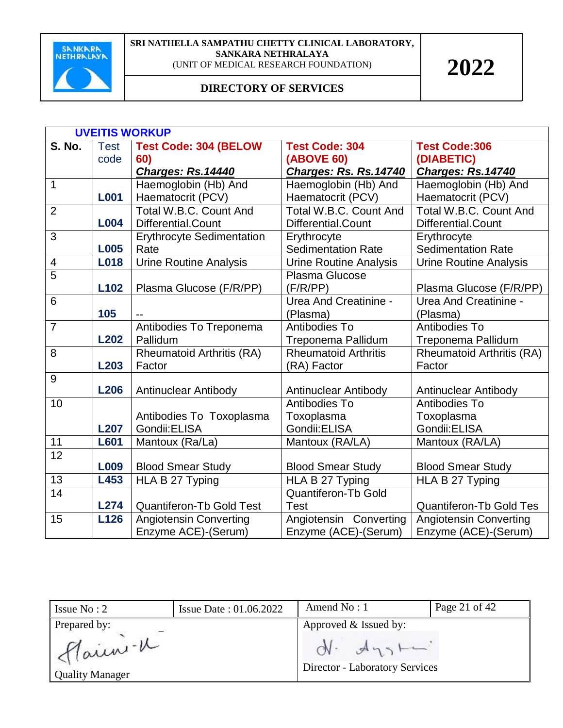**SRI NATHELLA SAMPATHU CHETTY CLINICAL LABORATORY, SANKARA NETHRALAYA**
(UNIT OF MEDICAL RESEARCH FOUNDATION)

**DIRECTORY OF SERVICES**

**2022**

## UVEITIS WORKUP

| S. No. | Test code | Test Code: 304 (BELOW 60) ***Charges: Rs.14440*** | Test Code: 304 (ABOVE 60) ***Charges: Rs. Rs.14740*** | Test Code:306 (DIABETIC) ***Charges: Rs.14740*** |
|---|---|---|---|---|
| 1 | **L001** | Haemoglobin (Hb) And Haematocrit (PCV) | Haemoglobin (Hb) And Haematocrit (PCV) | Haemoglobin (Hb) And Haematocrit (PCV) |
| 2 | **L004** | Total W.B.C. Count And Differential.Count | Total W.B.C. Count And Differential.Count | Total W.B.C. Count And Differential.Count |
| 3 | **L005** | Erythrocyte Sedimentation Rate | Erythrocyte Sedimentation Rate | Erythrocyte Sedimentation Rate |
| 4 | **L018** | Urine Routine Analysis | Urine Routine Analysis | Urine Routine Analysis |
| 5 | **L102** | Plasma Glucose (F/R/PP) | Plasma Glucose (F/R/PP) | Plasma Glucose (F/R/PP) |
| 6 | **105** | -- | Urea And Creatinine -(Plasma) | Urea And Creatinine -(Plasma) |
| 7 | **L202** | Antibodies To Treponema Pallidum | Antibodies To Treponema Pallidum | Antibodies To Treponema Pallidum |
| 8 | **L203** | Rheumatoid Arthritis (RA) Factor | Rheumatoid Arthritis (RA) Factor | Rheumatoid Arthritis (RA) Factor |
| 9 | **L206** | Antinuclear Antibody | Antinuclear Antibody | Antinuclear Antibody |
| 10 | **L207** | Antibodies To Toxoplasma Gondii:ELISA | Antibodies To Toxoplasma Gondii:ELISA | Antibodies To Toxoplasma Gondii:ELISA |
| 11 | **L601** | Mantoux (Ra/La) | Mantoux (RA/LA) | Mantoux (RA/LA) |
| 12 | **L009** | Blood Smear Study | Blood Smear Study | Blood Smear Study |
| 13 | **L453** | HLA B 27 Typing | HLA B 27 Typing | HLA B 27 Typing |
| 14 | **L274** | Quantiferon-Tb Gold Test | Quantiferon-Tb Gold Test | Quantiferon-Tb Gold Tes |
| 15 | **L126** | Angiotensin Converting Enzyme ACE)-(Serum) | Angiotensin Converting Enzyme (ACE)-(Serum) | Angiotensin Converting Enzyme (ACE)-(Serum) |

| Issue No : 2 | Issue Date : 01.06.2022 | Amend No : 1 | |
|---|---|---|---|
| Prepared by: Quality Manager | | Approved & Issued by: Director - Laboratory Services | |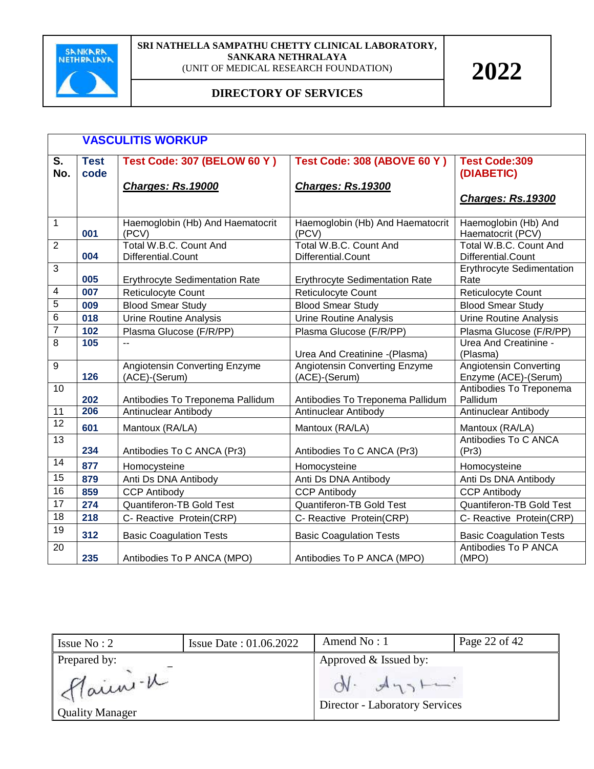## VASCULITIS WORKUP

| S. No. | Test code | Test Code: 307 (BELOW 60 Y ) <br> ***Charges: Rs.19000*** | Test Code: 308 (ABOVE 60 Y ) <br> ***Charges: Rs.19300*** | Test Code:309 (DIABETIC) <br> ***Charges: Rs.19300*** |
|---|---|---|---|---|
| 1 | 001 | Haemoglobin (Hb) And Haematocrit (PCV) | Haemoglobin (Hb) And Haematocrit (PCV) | Haemoglobin (Hb) And Haematocrit (PCV) |
| 2 | 004 | Total W.B.C. Count And Differential.Count | Total W.B.C. Count And Differential.Count | Total W.B.C. Count And Differential.Count |
| 3 | 005 | Erythrocyte Sedimentation Rate | Erythrocyte Sedimentation Rate | Erythrocyte Sedimentation Rate |
| 4 | 007 | Reticulocyte Count | Reticulocyte Count | Reticulocyte Count |
| 5 | 009 | Blood Smear Study | Blood Smear Study | Blood Smear Study |
| 6 | 018 | Urine Routine Analysis | Urine Routine Analysis | Urine Routine Analysis |
| 7 | 102 | Plasma Glucose (F/R/PP) | Plasma Glucose (F/R/PP) | Plasma Glucose (F/R/PP) |
| 8 | 105 | -- | Urea And Creatinine -(Plasma) | Urea And Creatinine -(Plasma) |
| 9 | 126 | Angiotensin Converting Enzyme (ACE)-(Serum) | Angiotensin Converting Enzyme (ACE)-(Serum) | Angiotensin Converting Enzyme (ACE)-(Serum) |
| 10 | 202 | Antibodies To Treponema Pallidum | Antibodies To Treponema Pallidum | Antibodies To Treponema Pallidum |
| 11 | 206 | Antinuclear Antibody | Antinuclear Antibody | Antinuclear Antibody |
| 12 | 601 | Mantoux (RA/LA) | Mantoux (RA/LA) | Mantoux (RA/LA) |
| 13 | 234 | Antibodies To C ANCA (Pr3) | Antibodies To C ANCA (Pr3) | Antibodies To C ANCA (Pr3) |
| 14 | 877 | Homocysteine | Homocysteine | Homocysteine |
| 15 | 879 | Anti Ds DNA Antibody | Anti Ds DNA Antibody | Anti Ds DNA Antibody |
| 16 | 859 | CCP Antibody | CCP Antibody | CCP Antibody |
| 17 | 274 | Quantiferon-TB Gold Test | Quantiferon-TB Gold Test | Quantiferon-TB Gold Test |
| 18 | 218 | C- Reactive Protein(CRP) | C- Reactive Protein(CRP) | C- Reactive Protein(CRP) |
| 19 | 312 | Basic Coagulation Tests | Basic Coagulation Tests | Basic Coagulation Tests |
| 20 | 235 | Antibodies To P ANCA (MPO) | Antibodies To P ANCA (MPO) | Antibodies To P ANCA (MPO) |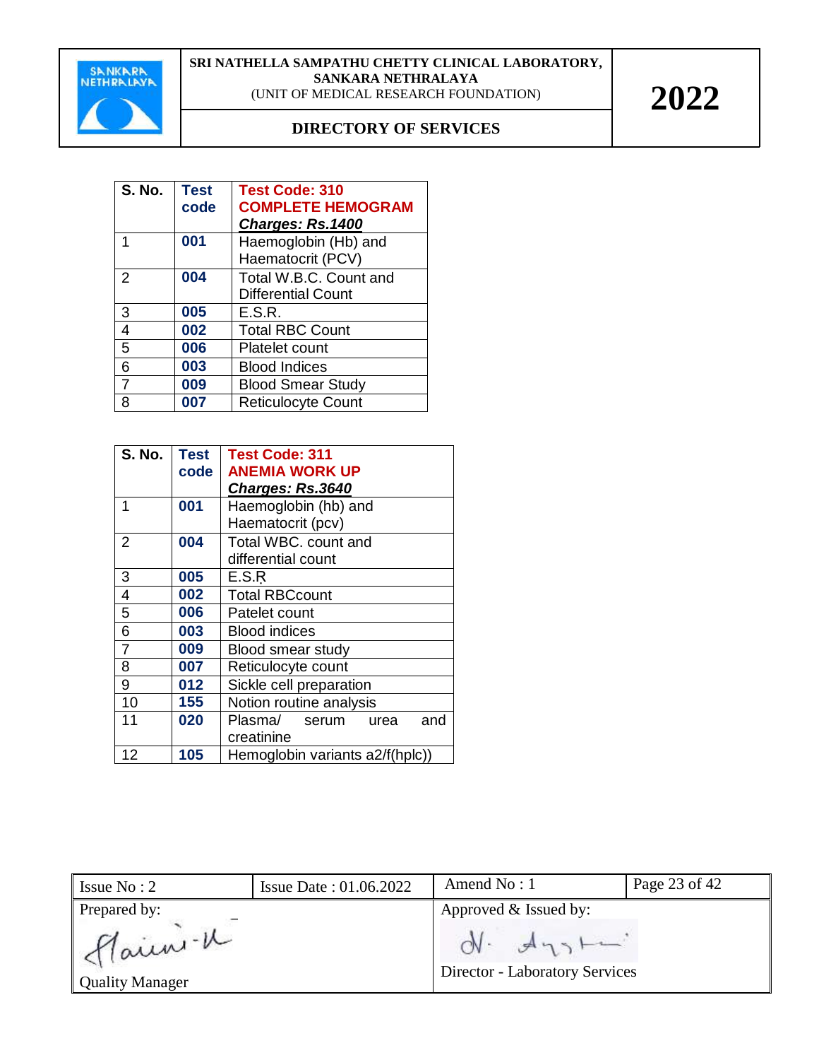| S. No. | Test code | Test Code: 310 **COMPLETE HEMOGRAM** ***Charges: Rs.1400*** |
|---|---|---|
| 1 | 001 | Haemoglobin (Hb) and Haematocrit (PCV) |
| 2 | 004 | Total W.B.C. Count and Differential Count |
| 3 | 005 | E.S.R. |
| 4 | 002 | Total RBC Count |
| 5 | 006 | Platelet count |
| 6 | 003 | Blood Indices |
| 7 | 009 | Blood Smear Study |
| 8 | 007 | Reticulocyte Count |

| S. No. | Test code | Test Code: 311 **ANEMIA WORK UP** ***Charges: Rs.3640*** |
|---|---|---|
| 1 | 001 | Haemoglobin (hb) and Haematocrit (pcv) |
| 2 | 004 | Total WBC. count and differential count |
| 3 | 005 | E.S.R |
| 4 | 002 | Total RBCcount |
| 5 | 006 | Patelet count |
| 6 | 003 | Blood indices |
| 7 | 009 | Blood smear study |
| 8 | 007 | Reticulocyte count |
| 9 | 012 | Sickle cell preparation |
| 10 | 155 | Notion routine analysis |
| 11 | 020 | Plasma/ serum urea and creatinine |
| 12 | 105 | Hemoglobin variants a2/f(hplc)) |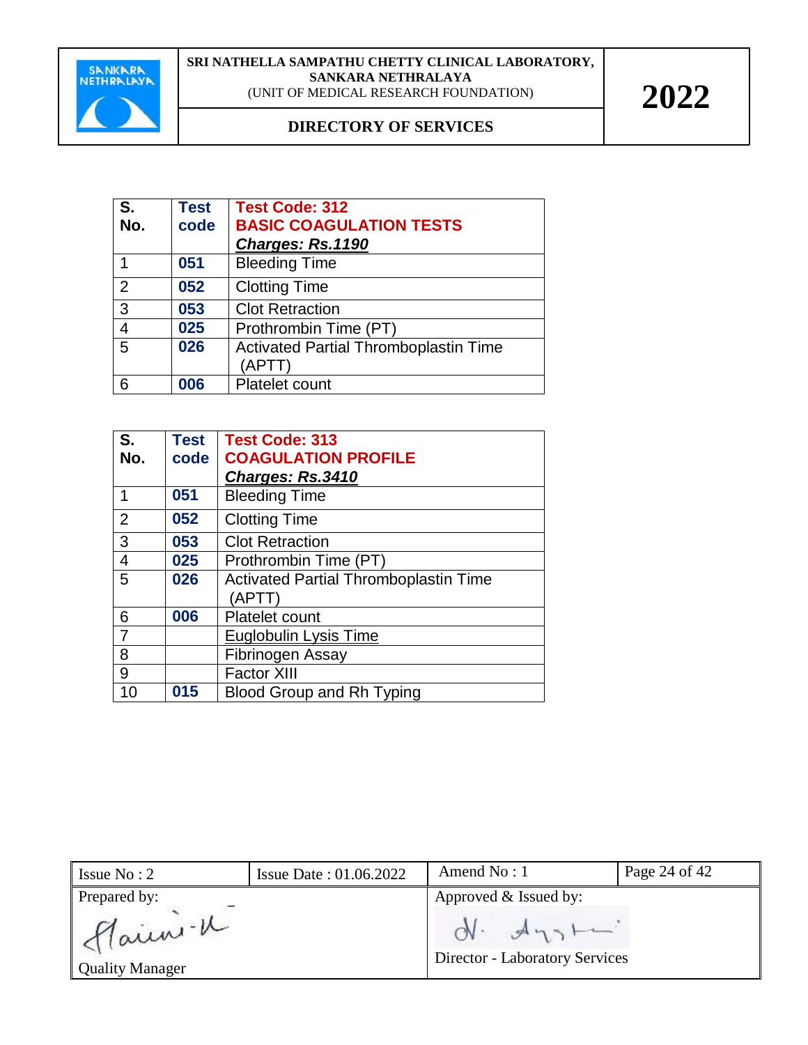| S. No. | Test code | Test Code: 312 BASIC COAGULATION TESTS ***Charges: Rs.1190*** |
|---|---|---|
| 1 | **051** | Bleeding Time |
| 2 | **052** | Clotting Time |
| 3 | **053** | Clot Retraction |
| 4 | **025** | Prothrombin Time (PT) |
| 5 | **026** | Activated Partial Thromboplastin Time (APTT) |
| 6 | **006** | Platelet count |

| S. No. | Test code | Test Code: 313 COAGULATION PROFILE ***Charges: Rs.3410*** |
|---|---|---|
| 1 | **051** | Bleeding Time |
| 2 | **052** | Clotting Time |
| 3 | **053** | Clot Retraction |
| 4 | **025** | Prothrombin Time (PT) |
| 5 | **026** | Activated Partial Thromboplastin Time (APTT) |
| 6 | **006** | Platelet count |
| 7 | | Euglobulin Lysis Time |
| 8 | | Fibrinogen Assay |
| 9 | | Factor XIII |
| 10 | **015** | Blood Group and Rh Typing |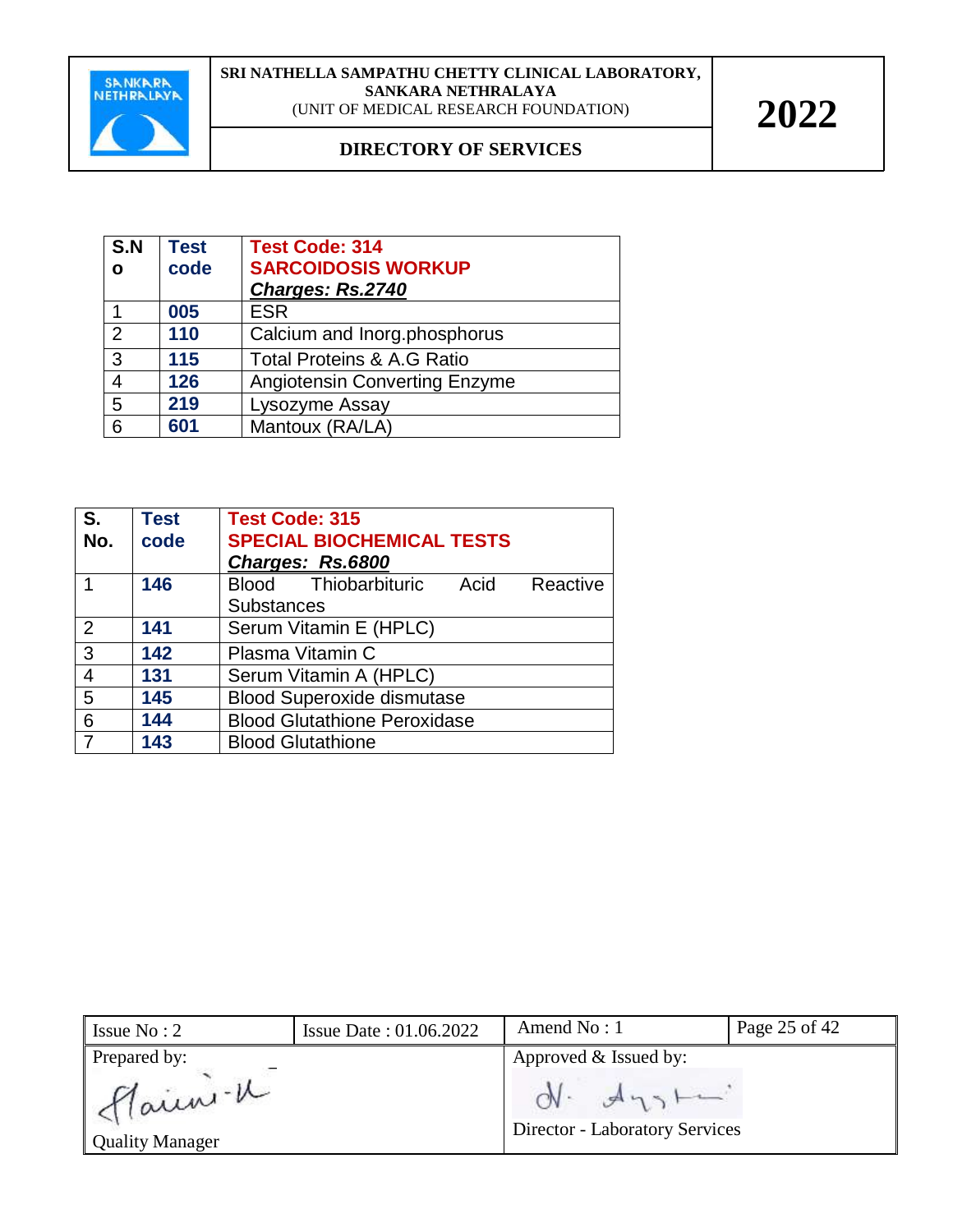| S.No | Test code | Test Code: 314<br>**SARCOIDOSIS WORKUP**<br>***Charges: Rs.2740*** |
|---|---|---|
| 1 | **005** | ESR |
| 2 | **110** | Calcium and Inorg.phosphorus |
| 3 | **115** | Total Proteins & A.G Ratio |
| 4 | **126** | Angiotensin Converting Enzyme |
| 5 | **219** | Lysozyme Assay |
| 6 | **601** | Mantoux (RA/LA) |

| S. No. | Test code | Test Code: 315<br>**SPECIAL BIOCHEMICAL TESTS**<br>***Charges: Rs.6800*** |
|---|---|---|
| 1 | **146** | Blood Thiobarbituric Acid Reactive Substances |
| 2 | **141** | Serum Vitamin E (HPLC) |
| 3 | **142** | Plasma Vitamin C |
| 4 | **131** | Serum Vitamin A (HPLC) |
| 5 | **145** | Blood Superoxide dismutase |
| 6 | **144** | Blood Glutathione Peroxidase |
| 7 | **143** | Blood Glutathione |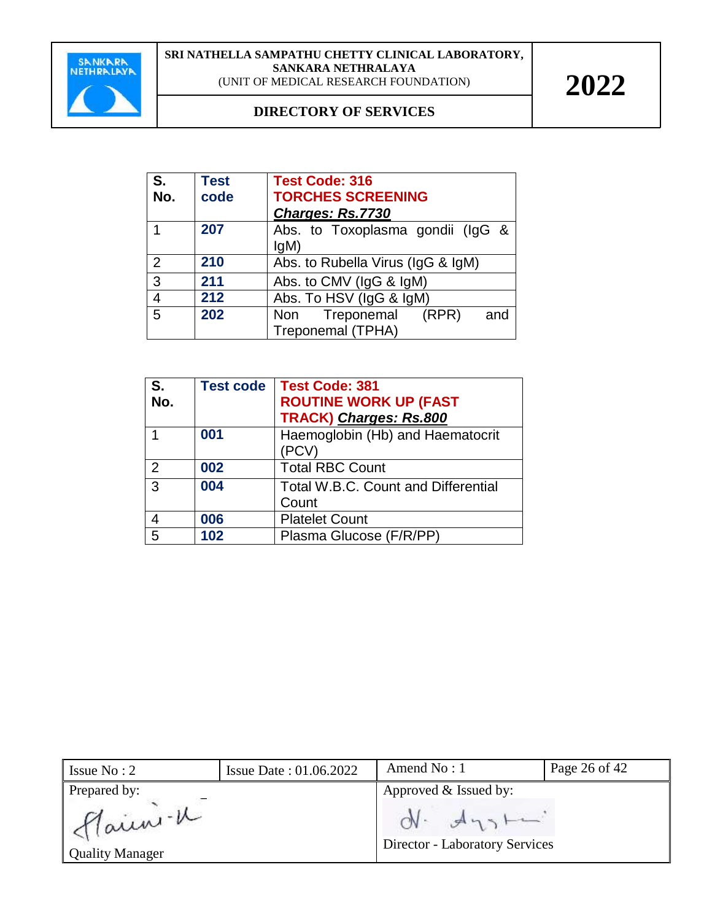| S. No. | Test code | Test Code: 316 TORCHES SCREENING ***Charges: Rs.7730*** |
|---|---|---|
| 1 | **207** | Abs. to Toxoplasma gondii (IgG & IgM) |
| 2 | **210** | Abs. to Rubella Virus (IgG & IgM) |
| 3 | **211** | Abs. to CMV (IgG & IgM) |
| 4 | **212** | Abs. To HSV (IgG & IgM) |
| 5 | **202** | Non Treponemal (RPR) and Treponemal (TPHA) |

| S. No. | Test code | Test Code: 381 ROUTINE WORK UP (FAST TRACK) ***Charges: Rs.800*** |
|---|---|---|
| 1 | **001** | Haemoglobin (Hb) and Haematocrit (PCV) |
| 2 | **002** | Total RBC Count |
| 3 | **004** | Total W.B.C. Count and Differential Count |
| 4 | **006** | Platelet Count |
| 5 | **102** | Plasma Glucose (F/R/PP) |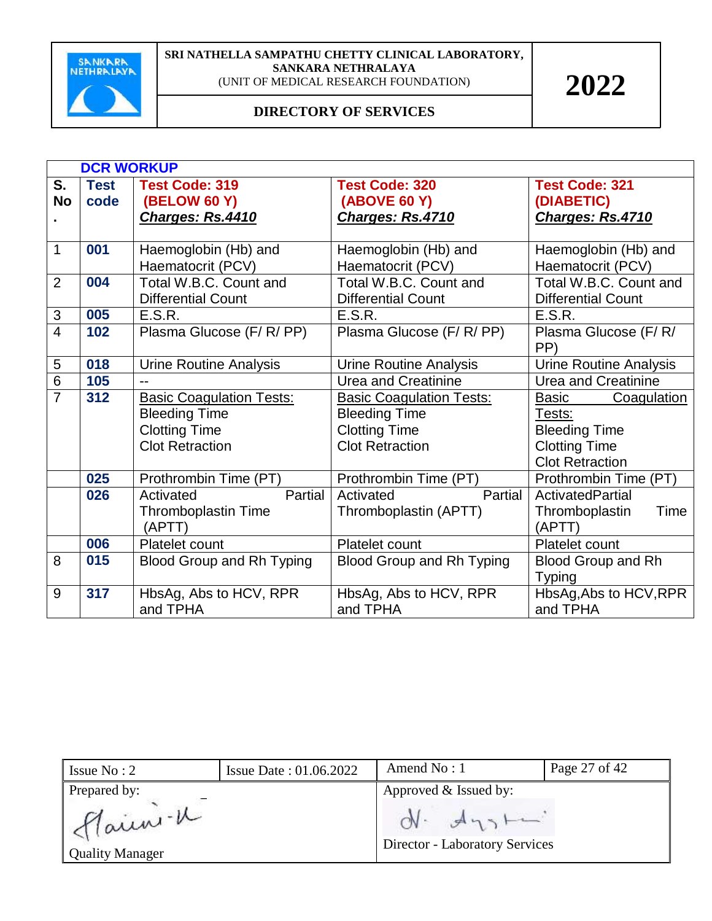SRI NATHELLA SAMPATHU CHETTY CLINICAL LABORATORY, SANKARA NETHRALAYA
(UNIT OF MEDICAL RESEARCH FOUNDATION)

**DIRECTORY OF SERVICES**

**2022**

## DCR WORKUP

| S. No. | Test code | Test Code: 319 (BELOW 60 Y) ***Charges: Rs.4410*** | Test Code: 320 (ABOVE 60 Y) ***Charges: Rs.4710*** | Test Code: 321 (DIABETIC) ***Charges: Rs.4710*** |
|---|---|---|---|---|
| 1 | 001 | Haemoglobin (Hb) and Haematocrit (PCV) | Haemoglobin (Hb) and Haematocrit (PCV) | Haemoglobin (Hb) and Haematocrit (PCV) |
| 2 | 004 | Total W.B.C. Count and Differential Count | Total W.B.C. Count and Differential Count | Total W.B.C. Count and Differential Count |
| 3 | 005 | E.S.R. | E.S.R. | E.S.R. |
| 4 | 102 | Plasma Glucose (F/ R/ PP) | Plasma Glucose (F/ R/ PP) | Plasma Glucose (F/ R/ PP) |
| 5 | 018 | Urine Routine Analysis | Urine Routine Analysis | Urine Routine Analysis |
| 6 | 105 | -- | Urea and Creatinine | Urea and Creatinine |
| 7 | 312 | Basic Coagulation Tests: Bleeding Time Clotting Time Clot Retraction | Basic Coagulation Tests: Bleeding Time Clotting Time Clot Retraction | Basic Coagulation Tests: Bleeding Time Clotting Time Clot Retraction |
| | 025 | Prothrombin Time (PT) | Prothrombin Time (PT) | Prothrombin Time (PT) |
| | 026 | Activated Partial Thromboplastin Time (APTT) | Activated Partial Thromboplastin (APTT) | ActivatedPartial Thromboplastin Time (APTT) |
| | 006 | Platelet count | Platelet count | Platelet count |
| 8 | 015 | Blood Group and Rh Typing | Blood Group and Rh Typing | Blood Group and Rh Typing |
| 9 | 317 | HbsAg, Abs to HCV, RPR and TPHA | HbsAg, Abs to HCV, RPR and TPHA | HbsAg,Abs to HCV,RPR and TPHA |

| Issue No : 2 | Issue Date : 01.06.2022 | Amend No : 1 | Page 27 of 42 |
|---|---|---|---|
| Prepared by: Quality Manager | | Approved & Issued by: Director - Laboratory Services | |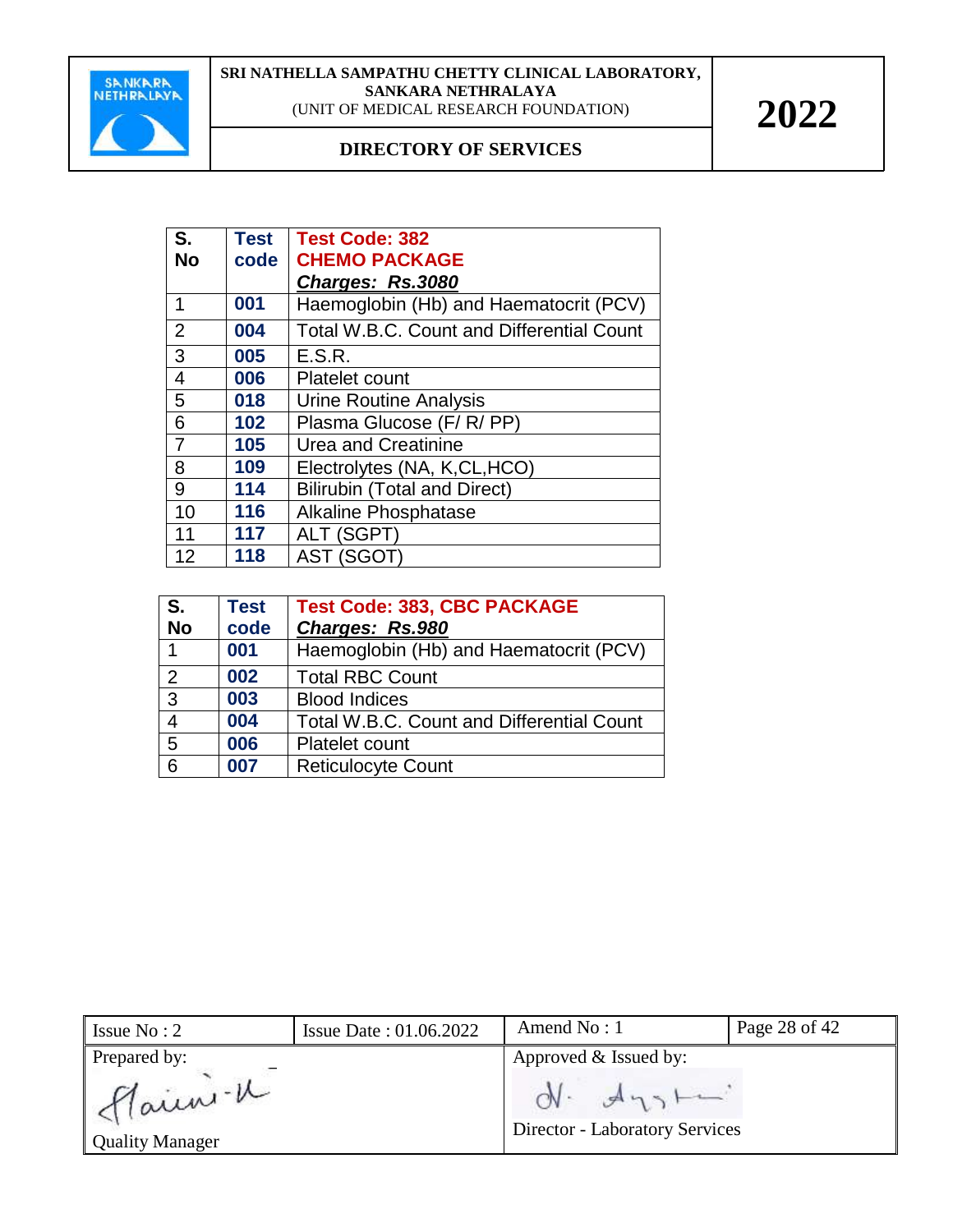| S. No | Test code | Test Code: 382 CHEMO PACKAGE ***Charges: Rs.3080*** |
|---|---|---|
| 1 | 001 | Haemoglobin (Hb) and Haematocrit (PCV) |
| 2 | 004 | Total W.B.C. Count and Differential Count |
| 3 | 005 | E.S.R. |
| 4 | 006 | Platelet count |
| 5 | 018 | Urine Routine Analysis |
| 6 | 102 | Plasma Glucose (F/ R/ PP) |
| 7 | 105 | Urea and Creatinine |
| 8 | 109 | Electrolytes (NA, K,CL,HCO) |
| 9 | 114 | Bilirubin (Total and Direct) |
| 10 | 116 | Alkaline Phosphatase |
| 11 | 117 | ALT (SGPT) |
| 12 | 118 | AST (SGOT) |

| S. No | Test code | Test Code: 383, CBC PACKAGE ***Charges: Rs.980*** |
|---|---|---|
| 1 | 001 | Haemoglobin (Hb) and Haematocrit (PCV) |
| 2 | 002 | Total RBC Count |
| 3 | 003 | Blood Indices |
| 4 | 004 | Total W.B.C. Count and Differential Count |
| 5 | 006 | Platelet count |
| 6 | 007 | Reticulocyte Count |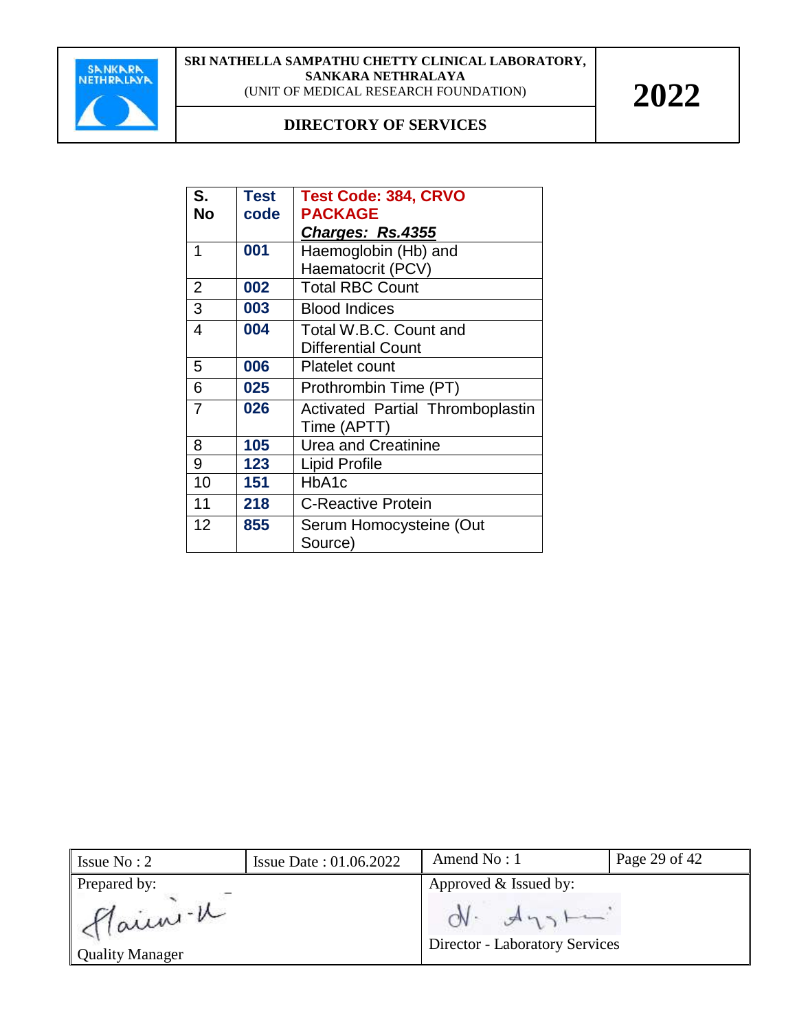| S. No | Test code | Test Code: 384, CRVO PACKAGE ***Charges: Rs.4355*** |
|---|---|---|
| 1 | **001** | Haemoglobin (Hb) and Haematocrit (PCV) |
| 2 | **002** | Total RBC Count |
| 3 | **003** | Blood Indices |
| 4 | **004** | Total W.B.C. Count and Differential Count |
| 5 | **006** | Platelet count |
| 6 | **025** | Prothrombin Time (PT) |
| 7 | **026** | Activated Partial Thromboplastin Time (APTT) |
| 8 | **105** | Urea and Creatinine |
| 9 | **123** | Lipid Profile |
| 10 | **151** | HbA1c |
| 11 | **218** | C-Reactive Protein |
| 12 | **855** | Serum Homocysteine (Out Source) |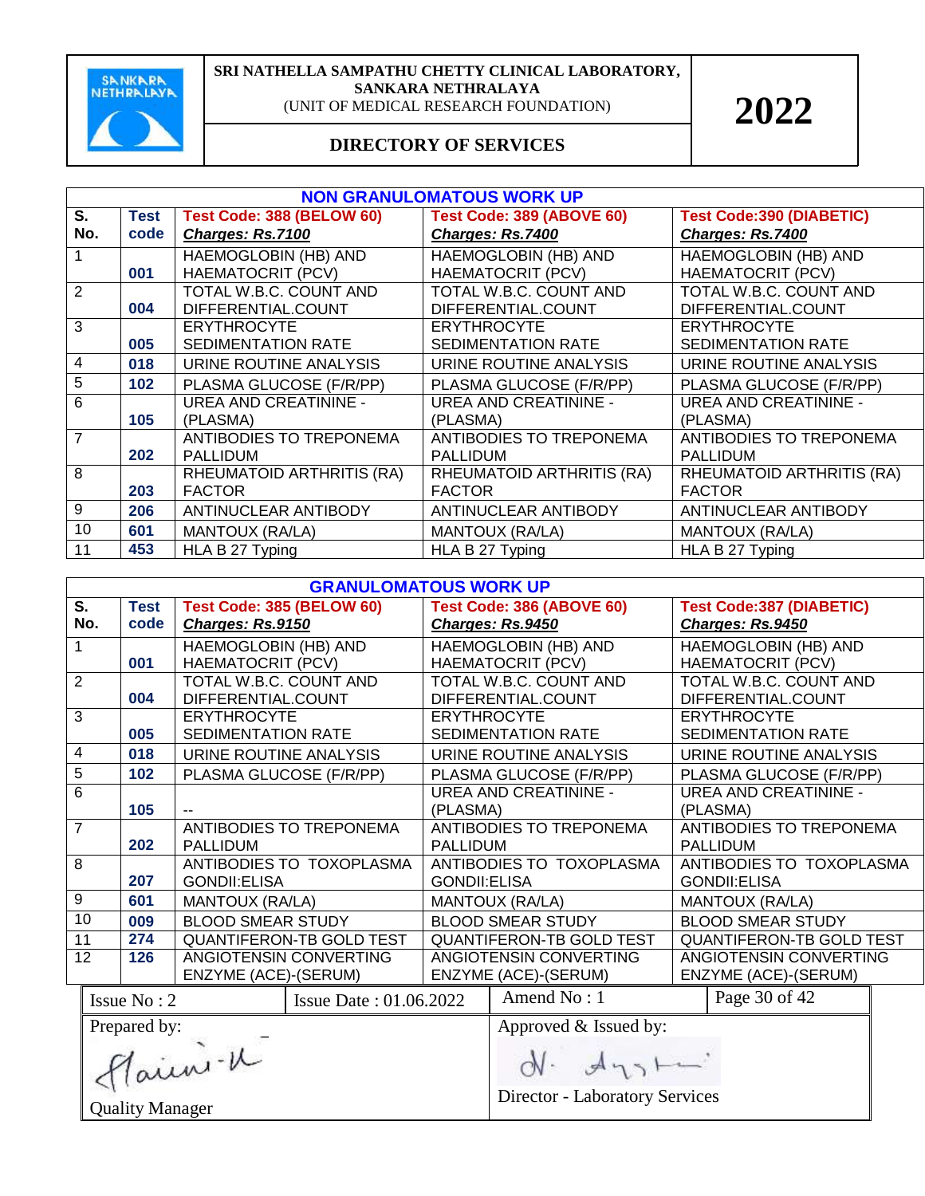**SRI NATHELLA SAMPATHU CHETTY CLINICAL LABORATORY, SANKARA NETHRALAYA**
(UNIT OF MEDICAL RESEARCH FOUNDATION)

**DIRECTORY OF SERVICES**

**2022**

## NON GRANULOMATOUS WORK UP

| S. No. | Test code | Test Code: 388 (BELOW 60) ***Charges: Rs.7100*** | Test Code: 389 (ABOVE 60) ***Charges: Rs.7400*** | Test Code:390 (DIABETIC) ***Charges: Rs.7400*** |
|---|---|---|---|---|
| 1 | 001 | HAEMOGLOBIN (HB) AND HAEMATOCRIT (PCV) | HAEMOGLOBIN (HB) AND HAEMATOCRIT (PCV) | HAEMOGLOBIN (HB) AND HAEMATOCRIT (PCV) |
| 2 | 004 | TOTAL W.B.C. COUNT AND DIFFERENTIAL.COUNT | TOTAL W.B.C. COUNT AND DIFFERENTIAL.COUNT | TOTAL W.B.C. COUNT AND DIFFERENTIAL.COUNT |
| 3 | 005 | ERYTHROCYTE SEDIMENTATION RATE | ERYTHROCYTE SEDIMENTATION RATE | ERYTHROCYTE SEDIMENTATION RATE |
| 4 | 018 | URINE ROUTINE ANALYSIS | URINE ROUTINE ANALYSIS | URINE ROUTINE ANALYSIS |
| 5 | 102 | PLASMA GLUCOSE (F/R/PP) | PLASMA GLUCOSE (F/R/PP) | PLASMA GLUCOSE (F/R/PP) |
| 6 | 105 | UREA AND CREATININE - (PLASMA) | UREA AND CREATININE - (PLASMA) | UREA AND CREATININE - (PLASMA) |
| 7 | 202 | ANTIBODIES TO TREPONEMA PALLIDUM | ANTIBODIES TO TREPONEMA PALLIDUM | ANTIBODIES TO TREPONEMA PALLIDUM |
| 8 | 203 | RHEUMATOID ARTHRITIS (RA) FACTOR | RHEUMATOID ARTHRITIS (RA) FACTOR | RHEUMATOID ARTHRITIS (RA) FACTOR |
| 9 | 206 | ANTINUCLEAR ANTIBODY | ANTINUCLEAR ANTIBODY | ANTINUCLEAR ANTIBODY |
| 10 | 601 | MANTOUX (RA/LA) | MANTOUX (RA/LA) | MANTOUX (RA/LA) |
| 11 | 453 | HLA B 27 Typing | HLA B 27 Typing | HLA B 27 Typing |

## GRANULOMATOUS WORK UP

| S. No. | Test code | Test Code: 385 (BELOW 60) ***Charges: Rs.9150*** | Test Code: 386 (ABOVE 60) ***Charges: Rs.9450*** | Test Code:387 (DIABETIC) ***Charges: Rs.9450*** |
|---|---|---|---|---|
| 1 | 001 | HAEMOGLOBIN (HB) AND HAEMATOCRIT (PCV) | HAEMOGLOBIN (HB) AND HAEMATOCRIT (PCV) | HAEMOGLOBIN (HB) AND HAEMATOCRIT (PCV) |
| 2 | 004 | TOTAL W.B.C. COUNT AND DIFFERENTIAL.COUNT | TOTAL W.B.C. COUNT AND DIFFERENTIAL.COUNT | TOTAL W.B.C. COUNT AND DIFFERENTIAL.COUNT |
| 3 | 005 | ERYTHROCYTE SEDIMENTATION RATE | ERYTHROCYTE SEDIMENTATION RATE | ERYTHROCYTE SEDIMENTATION RATE |
| 4 | 018 | URINE ROUTINE ANALYSIS | URINE ROUTINE ANALYSIS | URINE ROUTINE ANALYSIS |
| 5 | 102 | PLASMA GLUCOSE (F/R/PP) | PLASMA GLUCOSE (F/R/PP) | PLASMA GLUCOSE (F/R/PP) |
| 6 | 105 | -- | UREA AND CREATININE - (PLASMA) | UREA AND CREATININE - (PLASMA) |
| 7 | 202 | ANTIBODIES TO TREPONEMA PALLIDUM | ANTIBODIES TO TREPONEMA PALLIDUM | ANTIBODIES TO TREPONEMA PALLIDUM |
| 8 | 207 | ANTIBODIES TO TOXOPLASMA GONDII:ELISA | ANTIBODIES TO TOXOPLASMA GONDII:ELISA | ANTIBODIES TO TOXOPLASMA GONDII:ELISA |
| 9 | 601 | MANTOUX (RA/LA) | MANTOUX (RA/LA) | MANTOUX (RA/LA) |
| 10 | 009 | BLOOD SMEAR STUDY | BLOOD SMEAR STUDY | BLOOD SMEAR STUDY |
| 11 | 274 | QUANTIFERON-TB GOLD TEST | QUANTIFERON-TB GOLD TEST | QUANTIFERON-TB GOLD TEST |
| 12 | 126 | ANGIOTENSIN CONVERTING ENZYME (ACE)-(SERUM) | ANGIOTENSIN CONVERTING ENZYME (ACE)-(SERUM) | ANGIOTENSIN CONVERTING ENZYME (ACE)-(SERUM) |

| Issue No : 2 | Issue Date : 01.06.2022 | Amend No : 1 |
|---|---|---|
| Prepared by: Quality Manager | | Approved & Issued by: Director - Laboratory Services |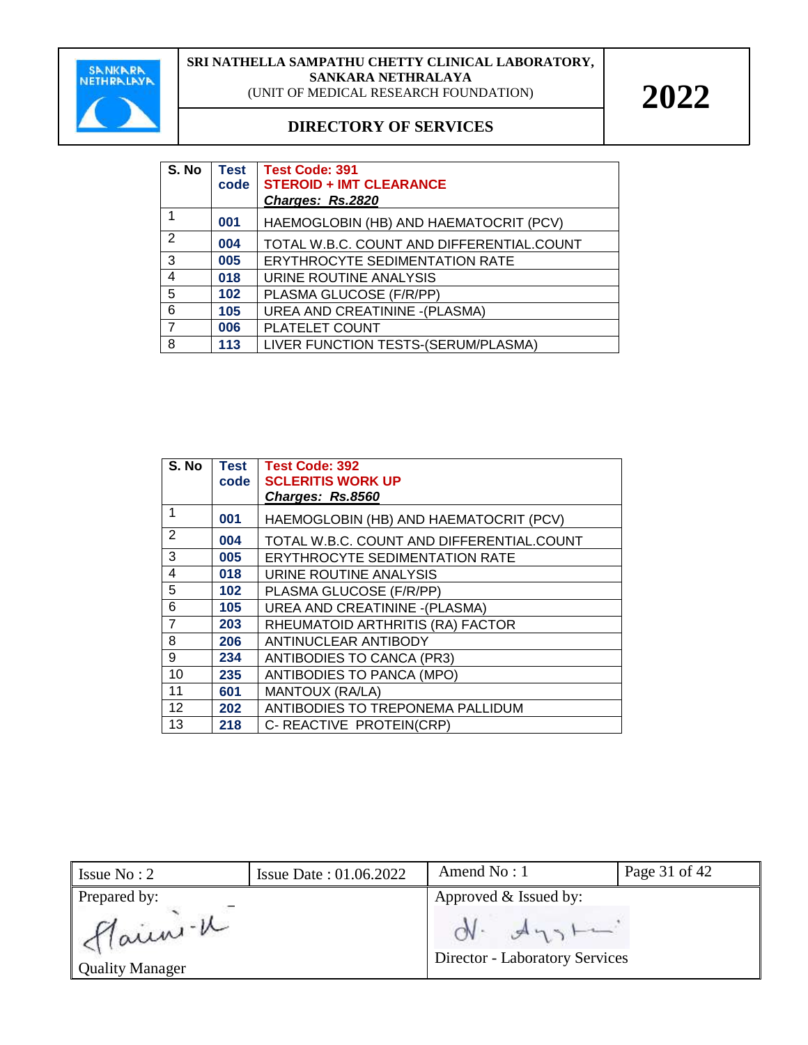| S. No | Test code | Test Code: 391<br>STEROID + IMT CLEARANCE<br>***Charges: Rs.2820*** |
|---|---|---|
| 1 | **001** | HAEMOGLOBIN (HB) AND HAEMATOCRIT (PCV) |
| 2 | **004** | TOTAL W.B.C. COUNT AND DIFFERENTIAL.COUNT |
| 3 | **005** | ERYTHROCYTE SEDIMENTATION RATE |
| 4 | **018** | URINE ROUTINE ANALYSIS |
| 5 | **102** | PLASMA GLUCOSE (F/R/PP) |
| 6 | **105** | UREA AND CREATININE -(PLASMA) |
| 7 | **006** | PLATELET COUNT |
| 8 | **113** | LIVER FUNCTION TESTS-(SERUM/PLASMA) |

| S. No | Test code | Test Code: 392<br>SCLERITIS WORK UP<br>***Charges: Rs.8560*** |
|---|---|---|
| 1 | **001** | HAEMOGLOBIN (HB) AND HAEMATOCRIT (PCV) |
| 2 | **004** | TOTAL W.B.C. COUNT AND DIFFERENTIAL.COUNT |
| 3 | **005** | ERYTHROCYTE SEDIMENTATION RATE |
| 4 | **018** | URINE ROUTINE ANALYSIS |
| 5 | **102** | PLASMA GLUCOSE (F/R/PP) |
| 6 | **105** | UREA AND CREATININE -(PLASMA) |
| 7 | **203** | RHEUMATOID ARTHRITIS (RA) FACTOR |
| 8 | **206** | ANTINUCLEAR ANTIBODY |
| 9 | **234** | ANTIBODIES TO CANCA (PR3) |
| 10 | **235** | ANTIBODIES TO PANCA (MPO) |
| 11 | **601** | MANTOUX (RA/LA) |
| 12 | **202** | ANTIBODIES TO TREPONEMA PALLIDUM |
| 13 | **218** | C- REACTIVE PROTEIN(CRP) |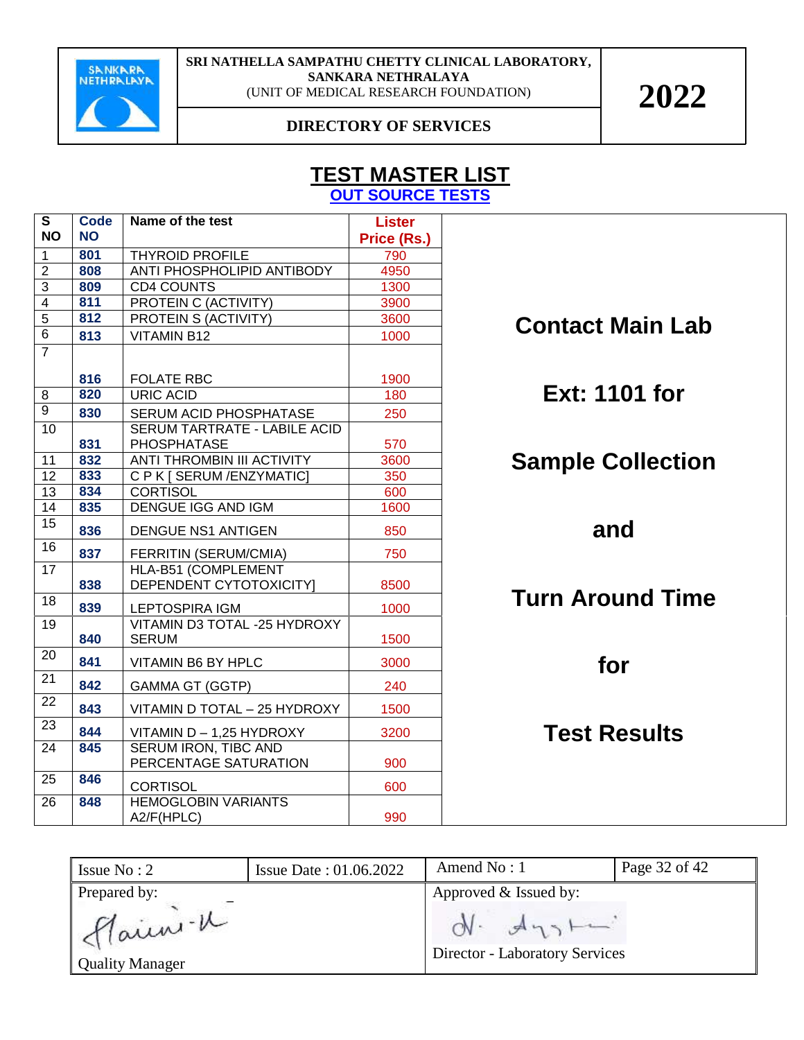SRI NATHELLA SAMPATHU CHETTY CLINICAL LABORATORY, SANKARA NETHRALAYA
(UNIT OF MEDICAL RESEARCH FOUNDATION)

DIRECTORY OF SERVICES

2022

# TEST MASTER LIST

## OUT SOURCE TESTS

| S NO | Code NO | Name of the test | Lister Price (Rs.) |
|---|---|---|---|
| 1 | 801 | THYROID PROFILE | 790 |
| 2 | 808 | ANTI PHOSPHOLIPID ANTIBODY | 4950 |
| 3 | 809 | CD4 COUNTS | 1300 |
| 4 | 811 | PROTEIN C (ACTIVITY) | 3900 |
| 5 | 812 | PROTEIN S (ACTIVITY) | 3600 |
| 6 | 813 | VITAMIN B12 | 1000 |
| 7 | 816 | FOLATE RBC | 1900 |
| 8 | 820 | URIC ACID | 180 |
| 9 | 830 | SERUM ACID PHOSPHATASE | 250 |
| 10 | 831 | SERUM TARTRATE - LABILE ACID PHOSPHATASE | 570 |
| 11 | 832 | ANTI THROMBIN III ACTIVITY | 3600 |
| 12 | 833 | C P K [ SERUM /ENZYMATIC] | 350 |
| 13 | 834 | CORTISOL | 600 |
| 14 | 835 | DENGUE IGG AND IGM | 1600 |
| 15 | 836 | DENGUE NS1 ANTIGEN | 850 |
| 16 | 837 | FERRITIN (SERUM/CMIA) | 750 |
| 17 | 838 | HLA-B51 (COMPLEMENT DEPENDENT CYTOTOXICITY] | 8500 |
| 18 | 839 | LEPTOSPIRA IGM | 1000 |
| 19 | 840 | VITAMIN D3 TOTAL -25 HYDROXY SERUM | 1500 |
| 20 | 841 | VITAMIN B6 BY HPLC | 3000 |
| 21 | 842 | GAMMA GT (GGTP) | 240 |
| 22 | 843 | VITAMIN D TOTAL – 25 HYDROXY | 1500 |
| 23 | 844 | VITAMIN D – 1,25 HYDROXY | 3200 |
| 24 | 845 | SERUM IRON, TIBC AND PERCENTAGE SATURATION | 900 |
| 25 | 846 | CORTISOL | 600 |
| 26 | 848 | HEMOGLOBIN VARIANTS A2/F(HPLC) | 990 |

**Contact Main Lab**

**Ext: 1101 for**

**Sample Collection**

**and**

**Turn Around Time**

**for**

**Test Results**

| Issue No : 2 | Issue Date : 01.06.2022 | Amend No : 1 | Page 32 of 42 |
|---|---|---|---|
| Prepared by: Quality Manager | | Approved & Issued by: Director - Laboratory Services | |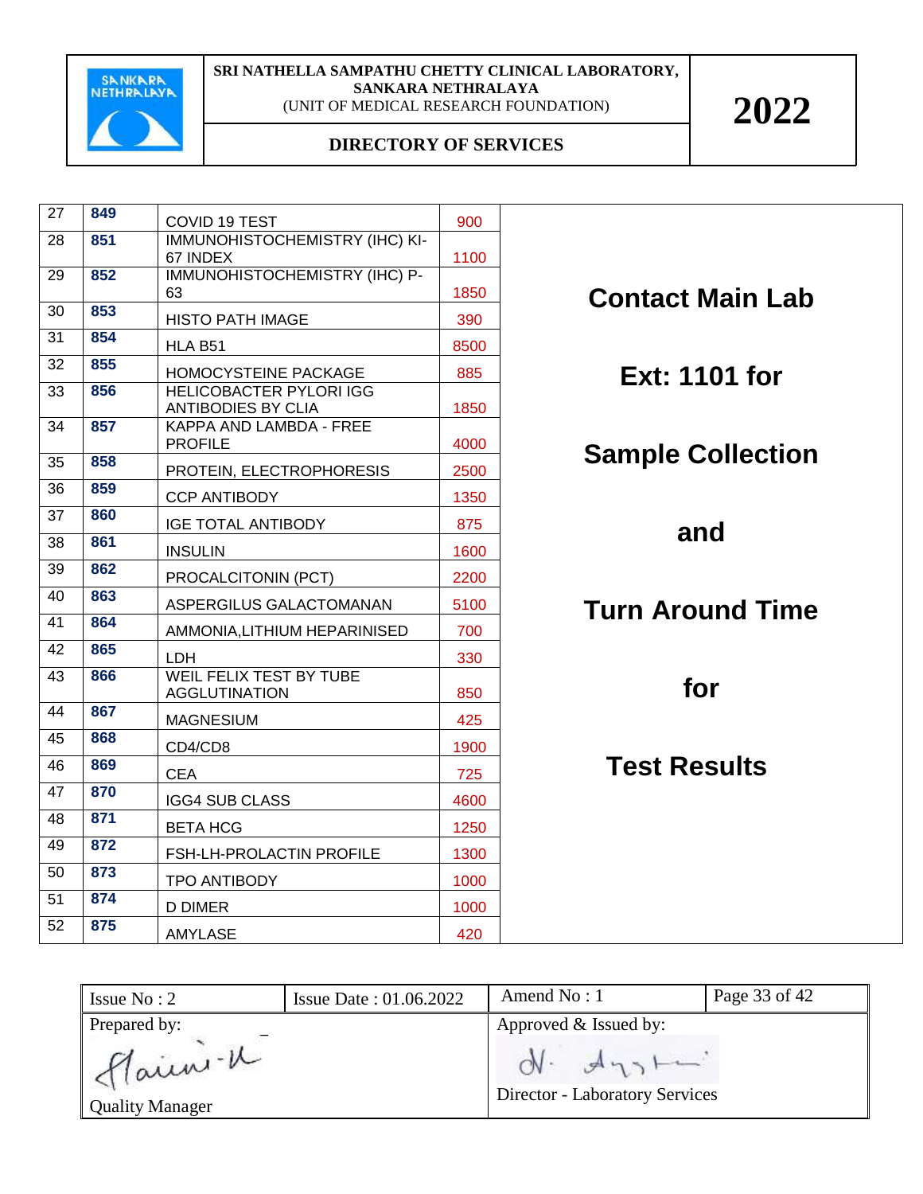| | | | | |
|---|---|---|---|---|
| 27 | 849 | COVID 19 TEST | 900 | **Contact Main Lab Ext: 1101 for Sample Collection and Turn Around Time for Test Results** |
| 28 | 851 | IMMUNOHISTOCHEMISTRY (IHC) KI-67 INDEX | 1100 | |
| 29 | 852 | IMMUNOHISTOCHEMISTRY (IHC) P-63 | 1850 | |
| 30 | 853 | HISTO PATH IMAGE | 390 | |
| 31 | 854 | HLA B51 | 8500 | |
| 32 | 855 | HOMOCYSTEINE PACKAGE | 885 | |
| 33 | 856 | HELICOBACTER PYLORI IGG ANTIBODIES BY CLIA | 1850 | |
| 34 | 857 | KAPPA AND LAMBDA - FREE PROFILE | 4000 | |
| 35 | 858 | PROTEIN, ELECTROPHORESIS | 2500 | |
| 36 | 859 | CCP ANTIBODY | 1350 | |
| 37 | 860 | IGE TOTAL ANTIBODY | 875 | |
| 38 | 861 | INSULIN | 1600 | |
| 39 | 862 | PROCALCITONIN (PCT) | 2200 | |
| 40 | 863 | ASPERGILUS GALACTOMANAN | 5100 | |
| 41 | 864 | AMMONIA,LITHIUM HEPARINISED | 700 | |
| 42 | 865 | LDH | 330 | |
| 43 | 866 | WEIL FELIX TEST BY TUBE AGGLUTINATION | 850 | |
| 44 | 867 | MAGNESIUM | 425 | |
| 45 | 868 | CD4/CD8 | 1900 | |
| 46 | 869 | CEA | 725 | |
| 47 | 870 | IGG4 SUB CLASS | 4600 | |
| 48 | 871 | BETA HCG | 1250 | |
| 49 | 872 | FSH-LH-PROLACTIN PROFILE | 1300 | |
| 50 | 873 | TPO ANTIBODY | 1000 | |
| 51 | 874 | D DIMER | 1000 | |
| 52 | 875 | AMYLASE | 420 | |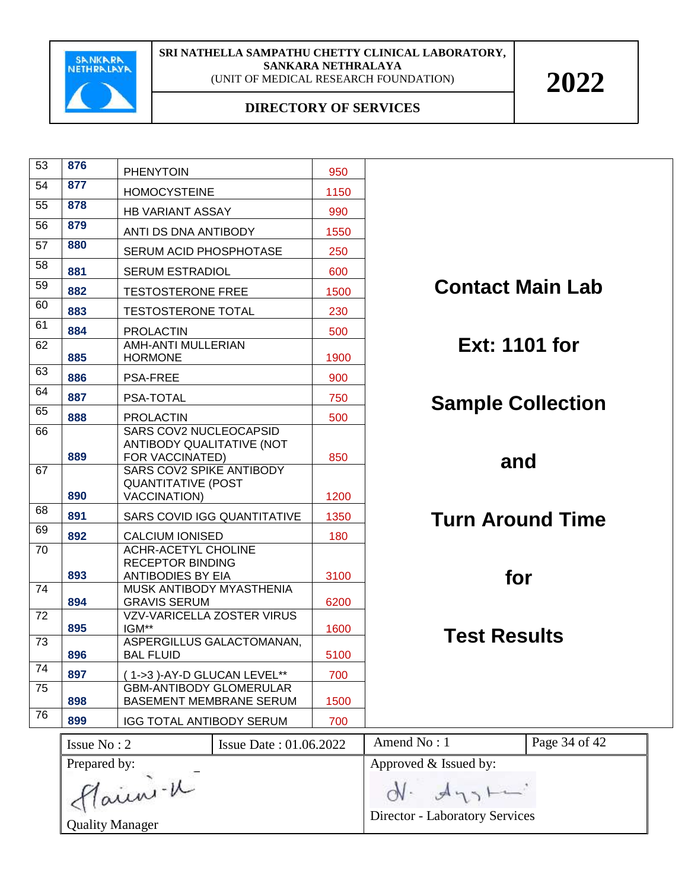SRI NATHELLA SAMPATHU CHETTY CLINICAL LABORATORY, SANKARA NETHRALAYA
(UNIT OF MEDICAL RESEARCH FOUNDATION)

**2022**

**DIRECTORY OF SERVICES**

| | | | | |
|---|---|---|---|---|
| 53 | 876 | PHENYTOIN | 950 | |
| 54 | 877 | HOMOCYSTEINE | 1150 | |
| 55 | 878 | HB VARIANT ASSAY | 990 | |
| 56 | 879 | ANTI DS DNA ANTIBODY | 1550 | |
| 57 | 880 | SERUM ACID PHOSPHOTASE | 250 | |
| 58 | 881 | SERUM ESTRADIOL | 600 | |
| 59 | 882 | TESTOSTERONE FREE | 1500 | |
| 60 | 883 | TESTOSTERONE TOTAL | 230 | |
| 61 | 884 | PROLACTIN | 500 | |
| 62 | 885 | AMH-ANTI MULLERIAN HORMONE | 1900 | |
| 63 | 886 | PSA-FREE | 900 | |
| 64 | 887 | PSA-TOTAL | 750 | |
| 65 | 888 | PROLACTIN | 500 | |
| 66 | 889 | SARS COV2 NUCLEOCAPSID ANTIBODY QUALITATIVE (NOT FOR VACCINATED) | 850 | |
| 67 | 890 | SARS COV2 SPIKE ANTIBODY QUANTITATIVE (POST VACCINATION) | 1200 | |
| 68 | 891 | SARS COVID IGG QUANTITATIVE | 1350 | |
| 69 | 892 | CALCIUM IONISED | 180 | |
| 70 | 893 | ACHR-ACETYL CHOLINE RECEPTOR BINDING ANTIBODIES BY EIA | 3100 | |
| 74 | 894 | MUSK ANTIBODY MYASTHENIA GRAVIS SERUM | 6200 | |
| 72 | 895 | VZV-VARICELLA ZOSTER VIRUS IGM** | 1600 | |
| 73 | 896 | ASPERGILLUS GALACTOMANAN, BAL FLUID | 5100 | |
| 74 | 897 | ( 1->3 )-AY-D GLUCAN LEVEL** | 700 | |
| 75 | 898 | GBM-ANTIBODY GLOMERULAR BASEMENT MEMBRANE SERUM | 1500 | |
| 76 | 899 | IGG TOTAL ANTIBODY SERUM | 700 | |

**Contact Main Lab Ext: 1101 for Sample Collection and Turn Around Time for Test Results**

| Issue No : 2 | Issue Date : 01.06.2022 | Amend No : 1 | Page 34 of 42 |
|---|---|---|---|
| Prepared by: Quality Manager | | Approved & Issued by: Director - Laboratory Services | |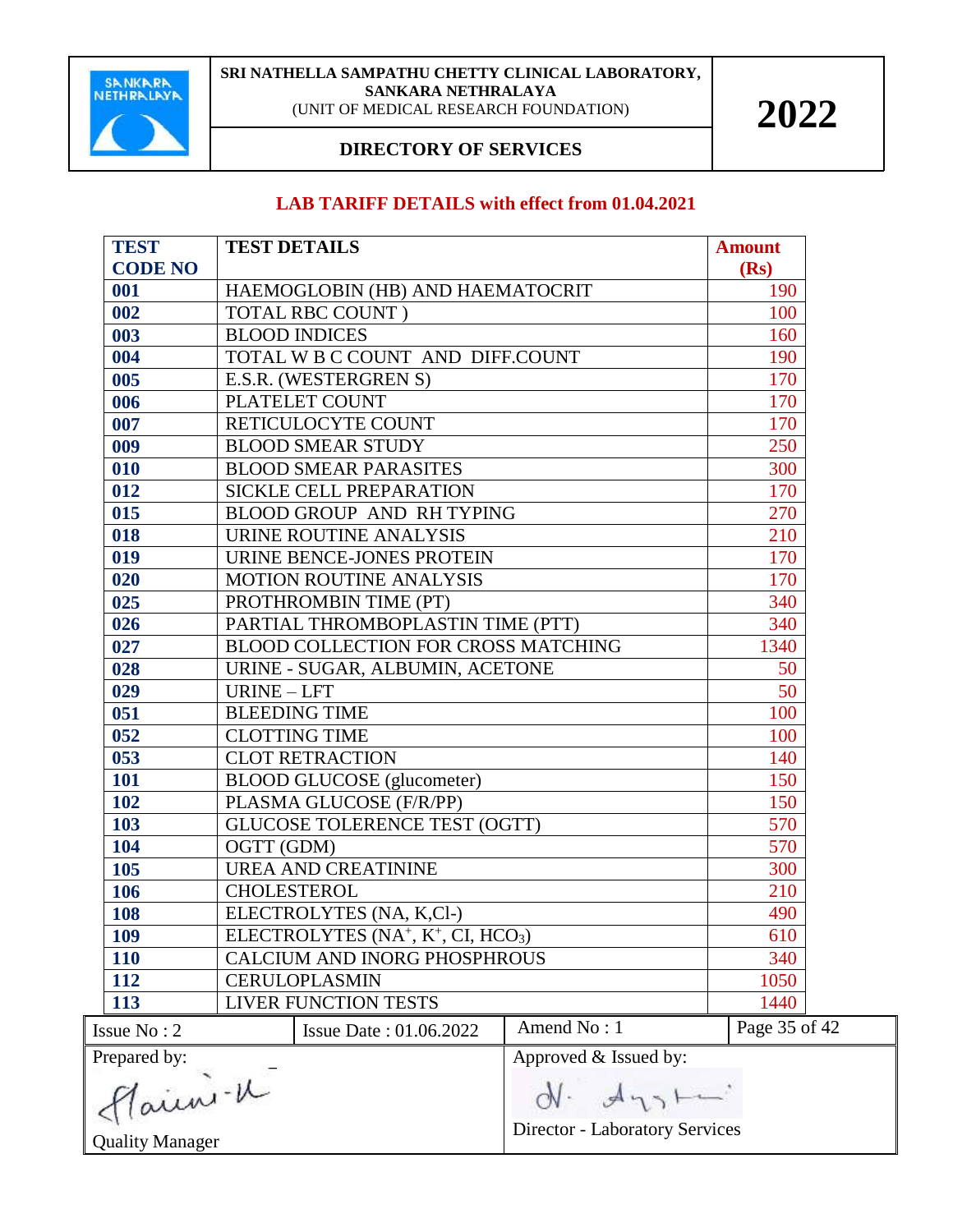## LAB TARIFF DETAILS with effect from 01.04.2021

| TEST CODE NO | TEST DETAILS | Amount (Rs) |
|---|---|---|
| 001 | HAEMOGLOBIN (HB) AND HAEMATOCRIT | 190 |
| 002 | TOTAL RBC COUNT ) | 100 |
| 003 | BLOOD INDICES | 160 |
| 004 | TOTAL W B C COUNT AND DIFF.COUNT | 190 |
| 005 | E.S.R. (WESTERGREN S) | 170 |
| 006 | PLATELET COUNT | 170 |
| 007 | RETICULOCYTE COUNT | 170 |
| 009 | BLOOD SMEAR STUDY | 250 |
| 010 | BLOOD SMEAR PARASITES | 300 |
| 012 | SICKLE CELL PREPARATION | 170 |
| 015 | BLOOD GROUP AND RH TYPING | 270 |
| 018 | URINE ROUTINE ANALYSIS | 210 |
| 019 | URINE BENCE-JONES PROTEIN | 170 |
| 020 | MOTION ROUTINE ANALYSIS | 170 |
| 025 | PROTHROMBIN TIME (PT) | 340 |
| 026 | PARTIAL THROMBOPLASTIN TIME (PTT) | 340 |
| 027 | BLOOD COLLECTION FOR CROSS MATCHING | 1340 |
| 028 | URINE - SUGAR, ALBUMIN, ACETONE | 50 |
| 029 | URINE – LFT | 50 |
| 051 | BLEEDING TIME | 100 |
| 052 | CLOTTING TIME | 100 |
| 053 | CLOT RETRACTION | 140 |
| 101 | BLOOD GLUCOSE (glucometer) | 150 |
| 102 | PLASMA GLUCOSE (F/R/PP) | 150 |
| 103 | GLUCOSE TOLERENCE TEST (OGTT) | 570 |
| 104 | OGTT (GDM) | 570 |
| 105 | UREA AND CREATININE | 300 |
| 106 | CHOLESTEROL | 210 |
| 108 | ELECTROLYTES (NA, K,Cl-) | 490 |
| 109 | ELECTROLYTES ($NA^+$, $K^+$, CI, $HCO_3$) | 610 |
| 110 | CALCIUM AND INORG PHOSPHROUS | 340 |
| 112 | CERULOPLASMIN | 1050 |
| 113 | LIVER FUNCTION TESTS | 1440 |

| Issue No : 2 | Issue Date : 01.06.2022 | Amend No : 1 |
|---|---|---|
| Prepared by: Quality Manager | | Approved & Issued by: Director - Laboratory Services |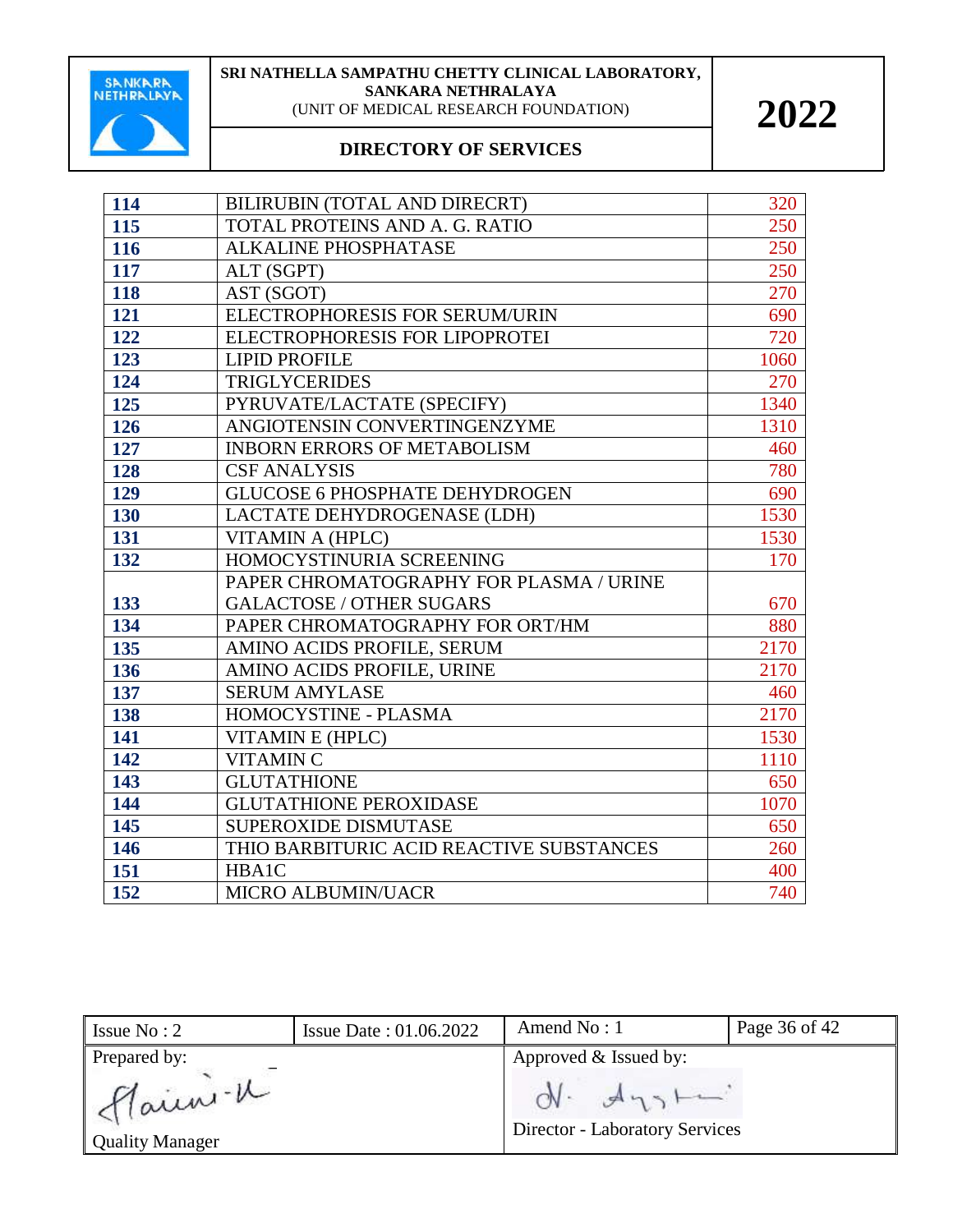| 114 | BILIRUBIN (TOTAL AND DIRECRT) | 320 |
|---|---|---|
| 115 | TOTAL PROTEINS AND A. G. RATIO | 250 |
| 116 | ALKALINE PHOSPHATASE | 250 |
| 117 | ALT (SGPT) | 250 |
| 118 | AST (SGOT) | 270 |
| 121 | ELECTROPHORESIS FOR SERUM/URIN | 690 |
| 122 | ELECTROPHORESIS FOR LIPOPROTEI | 720 |
| 123 | LIPID PROFILE | 1060 |
| 124 | TRIGLYCERIDES | 270 |
| 125 | PYRUVATE/LACTATE (SPECIFY) | 1340 |
| 126 | ANGIOTENSIN CONVERTINGENZYME | 1310 |
| 127 | INBORN ERRORS OF METABOLISM | 460 |
| 128 | CSF ANALYSIS | 780 |
| 129 | GLUCOSE 6 PHOSPHATE DEHYDROGEN | 690 |
| 130 | LACTATE DEHYDROGENASE (LDH) | 1530 |
| 131 | VITAMIN A (HPLC) | 1530 |
| 132 | HOMOCYSTINURIA SCREENING | 170 |
| 133 | PAPER CHROMATOGRAPHY FOR PLASMA / URINE GALACTOSE / OTHER SUGARS | 670 |
| 134 | PAPER CHROMATOGRAPHY FOR ORT/HM | 880 |
| 135 | AMINO ACIDS PROFILE, SERUM | 2170 |
| 136 | AMINO ACIDS PROFILE, URINE | 2170 |
| 137 | SERUM AMYLASE | 460 |
| 138 | HOMOCYSTINE - PLASMA | 2170 |
| 141 | VITAMIN E (HPLC) | 1530 |
| 142 | VITAMIN C | 1110 |
| 143 | GLUTATHIONE | 650 |
| 144 | GLUTATHIONE PEROXIDASE | 1070 |
| 145 | SUPEROXIDE DISMUTASE | 650 |
| 146 | THIO BARBITURIC ACID REACTIVE SUBSTANCES | 260 |
| 151 | HBA1C | 400 |
| 152 | MICRO ALBUMIN/UACR | 740 |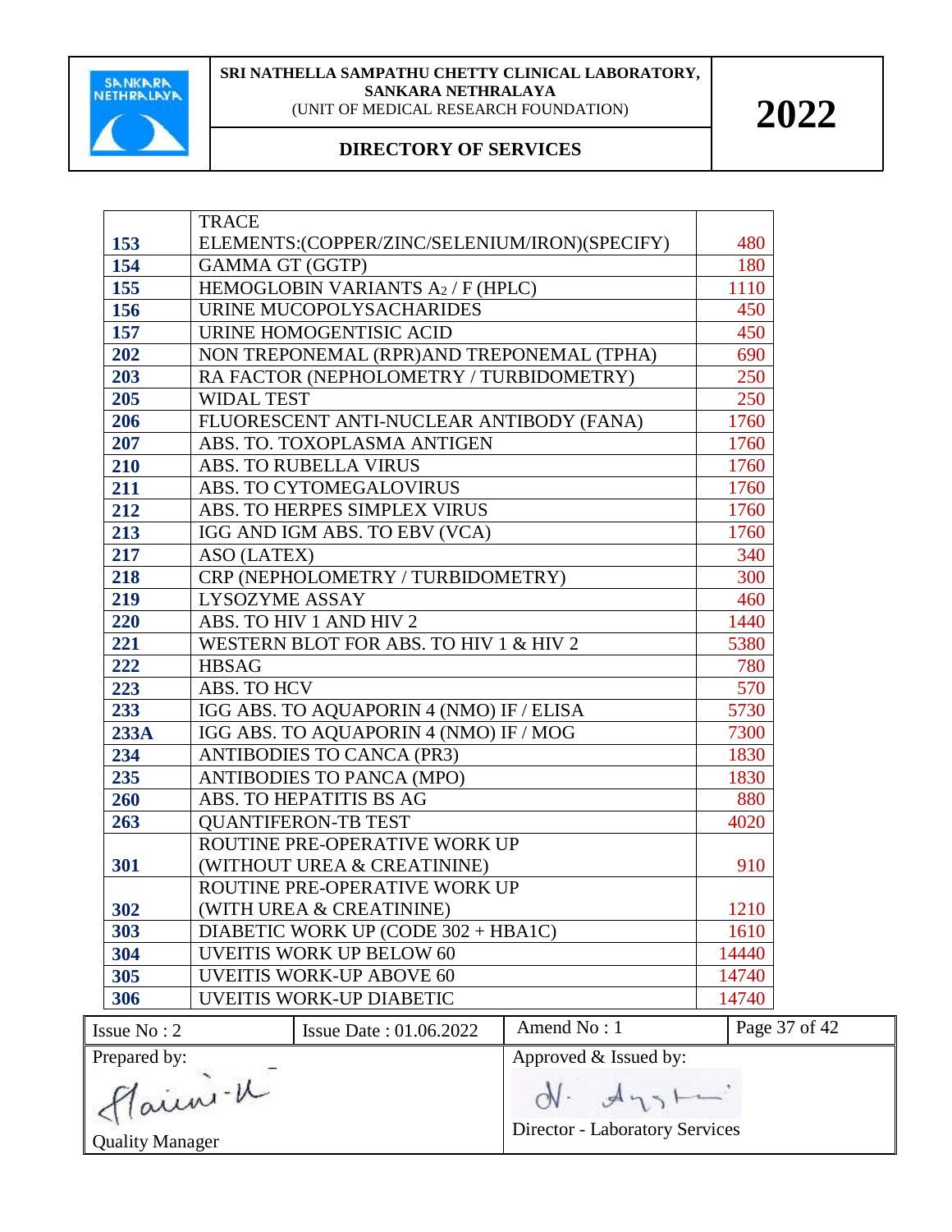| | | |
|---|---|---|
| **153** | TRACE ELEMENTS:(COPPER/ZINC/SELENIUM/IRON)(SPECIFY) | 480 |
| **154** | GAMMA GT (GGTP) | 180 |
| **155** | HEMOGLOBIN VARIANTS $A_2$ / F (HPLC) | 1110 |
| **156** | URINE MUCOPOLYSACHARIDES | 450 |
| **157** | URINE HOMOGENTISIC ACID | 450 |
| **202** | NON TREPONEMAL (RPR)AND TREPONEMAL (TPHA) | 690 |
| **203** | RA FACTOR (NEPHOLOMETRY / TURBIDOMETRY) | 250 |
| **205** | WIDAL TEST | 250 |
| **206** | FLUORESCENT ANTI-NUCLEAR ANTIBODY (FANA) | 1760 |
| **207** | ABS. TO. TOXOPLASMA ANTIGEN | 1760 |
| **210** | ABS. TO RUBELLA VIRUS | 1760 |
| **211** | ABS. TO CYTOMEGALOVIRUS | 1760 |
| **212** | ABS. TO HERPES SIMPLEX VIRUS | 1760 |
| **213** | IGG AND IGM ABS. TO EBV (VCA) | 1760 |
| **217** | ASO (LATEX) | 340 |
| **218** | CRP (NEPHOLOMETRY / TURBIDOMETRY) | 300 |
| **219** | LYSOZYME ASSAY | 460 |
| **220** | ABS. TO HIV 1 AND HIV 2 | 1440 |
| **221** | WESTERN BLOT FOR ABS. TO HIV 1 & HIV 2 | 5380 |
| **222** | HBSAG | 780 |
| **223** | ABS. TO HCV | 570 |
| **233** | IGG ABS. TO AQUAPORIN 4 (NMO) IF / ELISA | 5730 |
| **233A** | IGG ABS. TO AQUAPORIN 4 (NMO) IF / MOG | 7300 |
| **234** | ANTIBODIES TO CANCA (PR3) | 1830 |
| **235** | ANTIBODIES TO PANCA (MPO) | 1830 |
| **260** | ABS. TO HEPATITIS BS AG | 880 |
| **263** | QUANTIFERON-TB TEST | 4020 |
| **301** | ROUTINE PRE-OPERATIVE WORK UP (WITHOUT UREA & CREATININE) | 910 |
| **302** | ROUTINE PRE-OPERATIVE WORK UP (WITH UREA & CREATININE) | 1210 |
| **303** | DIABETIC WORK UP (CODE 302 + HBA1C) | 1610 |
| **304** | UVEITIS WORK UP BELOW 60 | 14440 |
| **305** | UVEITIS WORK-UP ABOVE 60 | 14740 |
| **306** | UVEITIS WORK-UP DIABETIC | 14740 |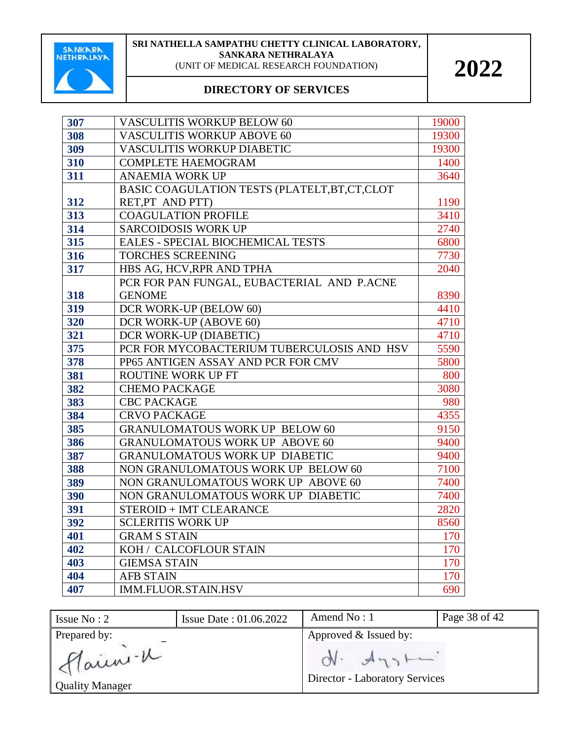| | | |
|---|---|---|
| **307** | VASCULITIS WORKUP BELOW 60 | 19000 |
| **308** | VASCULITIS WORKUP ABOVE 60 | 19300 |
| **309** | VASCULITIS WORKUP DIABETIC | 19300 |
| **310** | COMPLETE HAEMOGRAM | 1400 |
| **311** | ANAEMIA WORK UP | 3640 |
| **312** | BASIC COAGULATION TESTS (PLATELT,BT,CT,CLOT RET,PT AND PTT) | 1190 |
| **313** | COAGULATION PROFILE | 3410 |
| **314** | SARCOIDOSIS WORK UP | 2740 |
| **315** | EALES - SPECIAL BIOCHEMICAL TESTS | 6800 |
| **316** | TORCHES SCREENING | 7730 |
| **317** | HBS AG, HCV,RPR AND TPHA | 2040 |
| **318** | PCR FOR PAN FUNGAL, EUBACTERIAL AND P.ACNE GENOME | 8390 |
| **319** | DCR WORK-UP (BELOW 60) | 4410 |
| **320** | DCR WORK-UP (ABOVE 60) | 4710 |
| **321** | DCR WORK-UP (DIABETIC) | 4710 |
| **375** | PCR FOR MYCOBACTERIUM TUBERCULOSIS AND HSV | 5590 |
| **378** | PP65 ANTIGEN ASSAY AND PCR FOR CMV | 5800 |
| **381** | ROUTINE WORK UP FT | 800 |
| **382** | CHEMO PACKAGE | 3080 |
| **383** | CBC PACKAGE | 980 |
| **384** | CRVO PACKAGE | 4355 |
| **385** | GRANULOMATOUS WORK UP BELOW 60 | 9150 |
| **386** | GRANULOMATOUS WORK UP ABOVE 60 | 9400 |
| **387** | GRANULOMATOUS WORK UP DIABETIC | 9400 |
| **388** | NON GRANULOMATOUS WORK UP BELOW 60 | 7100 |
| **389** | NON GRANULOMATOUS WORK UP ABOVE 60 | 7400 |
| **390** | NON GRANULOMATOUS WORK UP DIABETIC | 7400 |
| **391** | STEROID + IMT CLEARANCE | 2820 |
| **392** | SCLERITIS WORK UP | 8560 |
| **401** | GRAM S STAIN | 170 |
| **402** | KOH / CALCOFLOUR STAIN | 170 |
| **403** | GIEMSA STAIN | 170 |
| **404** | AFB STAIN | 170 |
| **407** | IMM.FLUOR.STAIN.HSV | 690 |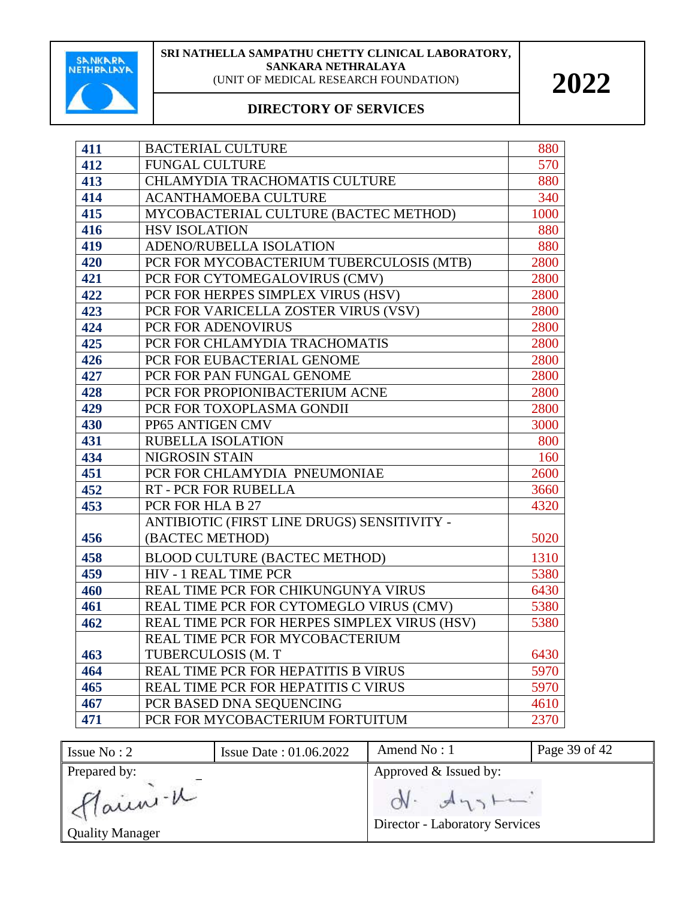| 411 | BACTERIAL CULTURE | 880 |
|---|---|---|
| 412 | FUNGAL CULTURE | 570 |
| 413 | CHLAMYDIA TRACHOMATIS CULTURE | 880 |
| 414 | ACANTHAMOEBA CULTURE | 340 |
| 415 | MYCOBACTERIAL CULTURE (BACTEC METHOD) | 1000 |
| 416 | HSV ISOLATION | 880 |
| 419 | ADENO/RUBELLA ISOLATION | 880 |
| 420 | PCR FOR MYCOBACTERIUM TUBERCULOSIS (MTB) | 2800 |
| 421 | PCR FOR CYTOMEGALOVIRUS (CMV) | 2800 |
| 422 | PCR FOR HERPES SIMPLEX VIRUS (HSV) | 2800 |
| 423 | PCR FOR VARICELLA ZOSTER VIRUS (VSV) | 2800 |
| 424 | PCR FOR ADENOVIRUS | 2800 |
| 425 | PCR FOR CHLAMYDIA TRACHOMATIS | 2800 |
| 426 | PCR FOR EUBACTERIAL GENOME | 2800 |
| 427 | PCR FOR PAN FUNGAL GENOME | 2800 |
| 428 | PCR FOR PROPIONIBACTERIUM ACNE | 2800 |
| 429 | PCR FOR TOXOPLASMA GONDII | 2800 |
| 430 | PP65 ANTIGEN CMV | 3000 |
| 431 | RUBELLA ISOLATION | 800 |
| 434 | NIGROSIN STAIN | 160 |
| 451 | PCR FOR CHLAMYDIA PNEUMONIAE | 2600 |
| 452 | RT - PCR FOR RUBELLA | 3660 |
| 453 | PCR FOR HLA B 27 | 4320 |
| 456 | ANTIBIOTIC (FIRST LINE DRUGS) SENSITIVITY - (BACTEC METHOD) | 5020 |
| 458 | BLOOD CULTURE (BACTEC METHOD) | 1310 |
| 459 | HIV - 1 REAL TIME PCR | 5380 |
| 460 | REAL TIME PCR FOR CHIKUNGUNYA VIRUS | 6430 |
| 461 | REAL TIME PCR FOR CYTOMEGLO VIRUS (CMV) | 5380 |
| 462 | REAL TIME PCR FOR HERPES SIMPLEX VIRUS (HSV) | 5380 |
| 463 | REAL TIME PCR FOR MYCOBACTERIUM TUBERCULOSIS (M. T | 6430 |
| 464 | REAL TIME PCR FOR HEPATITIS B VIRUS | 5970 |
| 465 | REAL TIME PCR FOR HEPATITIS C VIRUS | 5970 |
| 467 | PCR BASED DNA SEQUENCING | 4610 |
| 471 | PCR FOR MYCOBACTERIUM FORTUITUM | 2370 |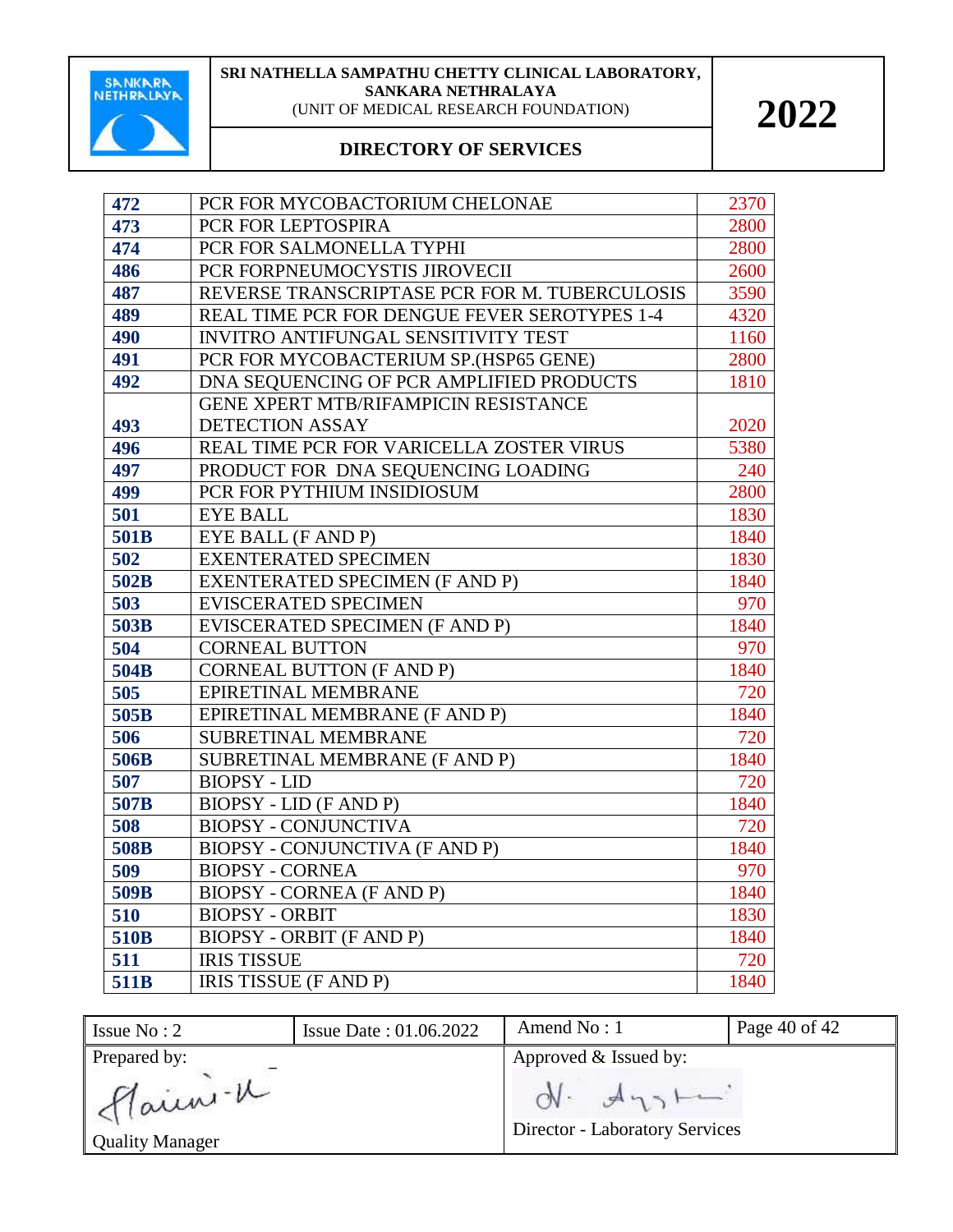| 472 | PCR FOR MYCOBACTORIUM CHELONAE | 2370 |
|---|---|---|
| 473 | PCR FOR LEPTOSPIRA | 2800 |
| 474 | PCR FOR SALMONELLA TYPHI | 2800 |
| 486 | PCR FORPNEUMOCYSTIS JIROVECII | 2600 |
| 487 | REVERSE TRANSCRIPTASE PCR FOR M. TUBERCULOSIS | 3590 |
| 489 | REAL TIME PCR FOR DENGUE FEVER SEROTYPES 1-4 | 4320 |
| 490 | INVITRO ANTIFUNGAL SENSITIVITY TEST | 1160 |
| 491 | PCR FOR MYCOBACTERIUM SP.(HSP65 GENE) | 2800 |
| 492 | DNA SEQUENCING OF PCR AMPLIFIED PRODUCTS | 1810 |
| 493 | GENE XPERT MTB/RIFAMPICIN RESISTANCE DETECTION ASSAY | 2020 |
| 496 | REAL TIME PCR FOR VARICELLA ZOSTER VIRUS | 5380 |
| 497 | PRODUCT FOR DNA SEQUENCING LOADING | 240 |
| 499 | PCR FOR PYTHIUM INSIDIOSUM | 2800 |
| 501 | EYE BALL | 1830 |
| 501B | EYE BALL (F AND P) | 1840 |
| 502 | EXENTERATED SPECIMEN | 1830 |
| 502B | EXENTERATED SPECIMEN (F AND P) | 1840 |
| 503 | EVISCERATED SPECIMEN | 970 |
| 503B | EVISCERATED SPECIMEN (F AND P) | 1840 |
| 504 | CORNEAL BUTTON | 970 |
| 504B | CORNEAL BUTTON (F AND P) | 1840 |
| 505 | EPIRETINAL MEMBRANE | 720 |
| 505B | EPIRETINAL MEMBRANE (F AND P) | 1840 |
| 506 | SUBRETINAL MEMBRANE | 720 |
| 506B | SUBRETINAL MEMBRANE (F AND P) | 1840 |
| 507 | BIOPSY - LID | 720 |
| 507B | BIOPSY - LID (F AND P) | 1840 |
| 508 | BIOPSY - CONJUNCTIVA | 720 |
| 508B | BIOPSY - CONJUNCTIVA (F AND P) | 1840 |
| 509 | BIOPSY - CORNEA | 970 |
| 509B | BIOPSY - CORNEA (F AND P) | 1840 |
| 510 | BIOPSY - ORBIT | 1830 |
| 510B | BIOPSY - ORBIT (F AND P) | 1840 |
| 511 | IRIS TISSUE | 720 |
| 511B | IRIS TISSUE (F AND P) | 1840 |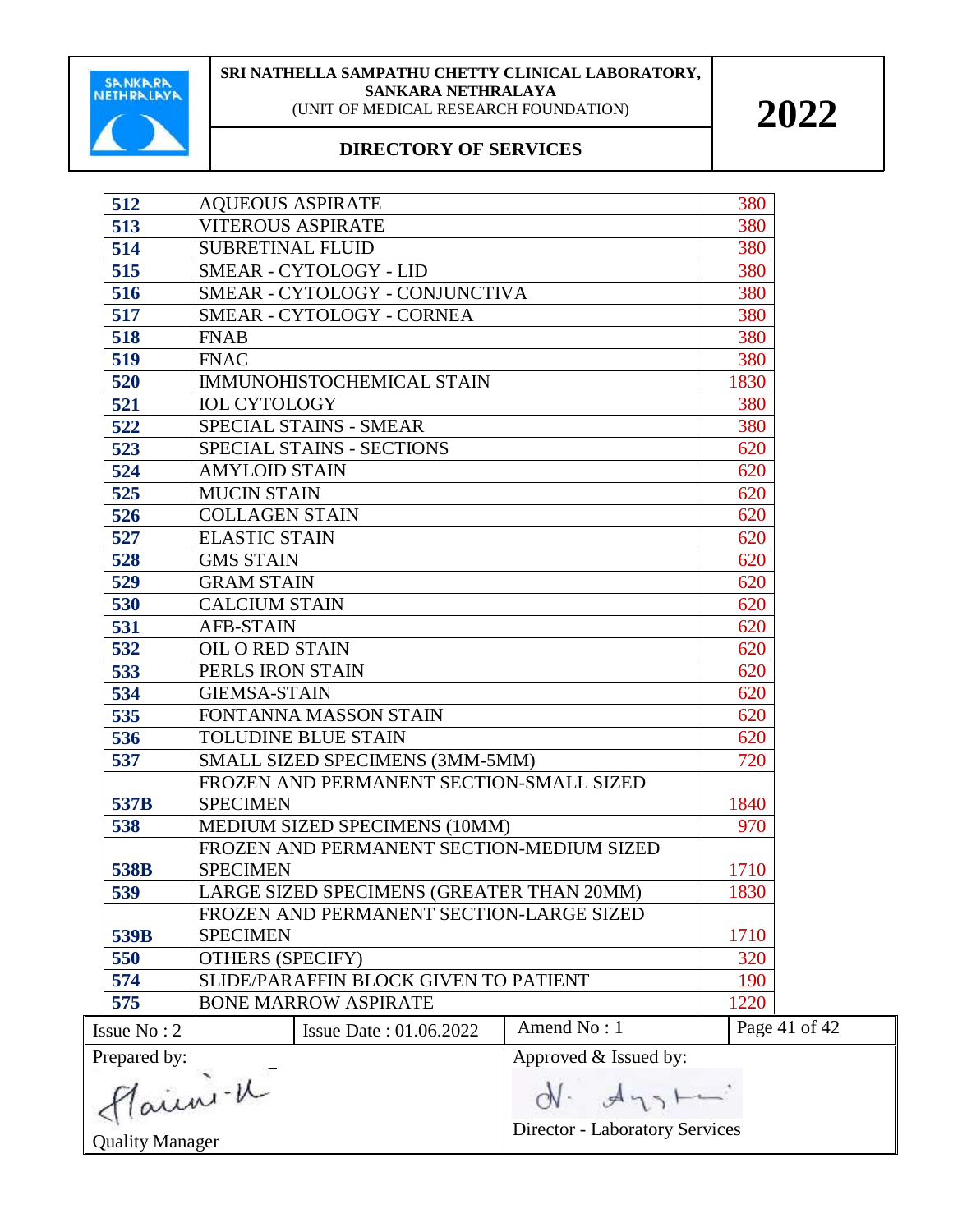**SRI NATHELLA SAMPATHU CHETTY CLINICAL LABORATORY, SANKARA NETHRALAYA**
(UNIT OF MEDICAL RESEARCH FOUNDATION)

**DIRECTORY OF SERVICES**

**2022**

| | | |
|---|---|---|
| **512** | AQUEOUS ASPIRATE | 380 |
| **513** | VITEROUS ASPIRATE | 380 |
| **514** | SUBRETINAL FLUID | 380 |
| **515** | SMEAR - CYTOLOGY - LID | 380 |
| **516** | SMEAR - CYTOLOGY - CONJUNCTIVA | 380 |
| **517** | SMEAR - CYTOLOGY - CORNEA | 380 |
| **518** | FNAB | 380 |
| **519** | FNAC | 380 |
| **520** | IMMUNOHISTOCHEMICAL STAIN | 1830 |
| **521** | IOL CYTOLOGY | 380 |
| **522** | SPECIAL STAINS - SMEAR | 380 |
| **523** | SPECIAL STAINS - SECTIONS | 620 |
| **524** | AMYLOID STAIN | 620 |
| **525** | MUCIN STAIN | 620 |
| **526** | COLLAGEN STAIN | 620 |
| **527** | ELASTIC STAIN | 620 |
| **528** | GMS STAIN | 620 |
| **529** | GRAM STAIN | 620 |
| **530** | CALCIUM STAIN | 620 |
| **531** | AFB-STAIN | 620 |
| **532** | OIL O RED STAIN | 620 |
| **533** | PERLS IRON STAIN | 620 |
| **534** | GIEMSA-STAIN | 620 |
| **535** | FONTANNA MASSON STAIN | 620 |
| **536** | TOLUDINE BLUE STAIN | 620 |
| **537** | SMALL SIZED SPECIMENS (3MM-5MM) | 720 |
| **537B** | FROZEN AND PERMANENT SECTION-SMALL SIZED SPECIMEN | 1840 |
| **538** | MEDIUM SIZED SPECIMENS (10MM) | 970 |
| **538B** | FROZEN AND PERMANENT SECTION-MEDIUM SIZED SPECIMEN | 1710 |
| **539** | LARGE SIZED SPECIMENS (GREATER THAN 20MM) | 1830 |
| **539B** | FROZEN AND PERMANENT SECTION-LARGE SIZED SPECIMEN | 1710 |
| **550** | OTHERS (SPECIFY) | 320 |
| **574** | SLIDE/PARAFFIN BLOCK GIVEN TO PATIENT | 190 |
| **575** | BONE MARROW ASPIRATE | 1220 |

| Issue No : 2 | Issue Date : 01.06.2022 | Amend No : 1 |
|---|---|---|
| Prepared by: Quality Manager | | Approved & Issued by: Director - Laboratory Services |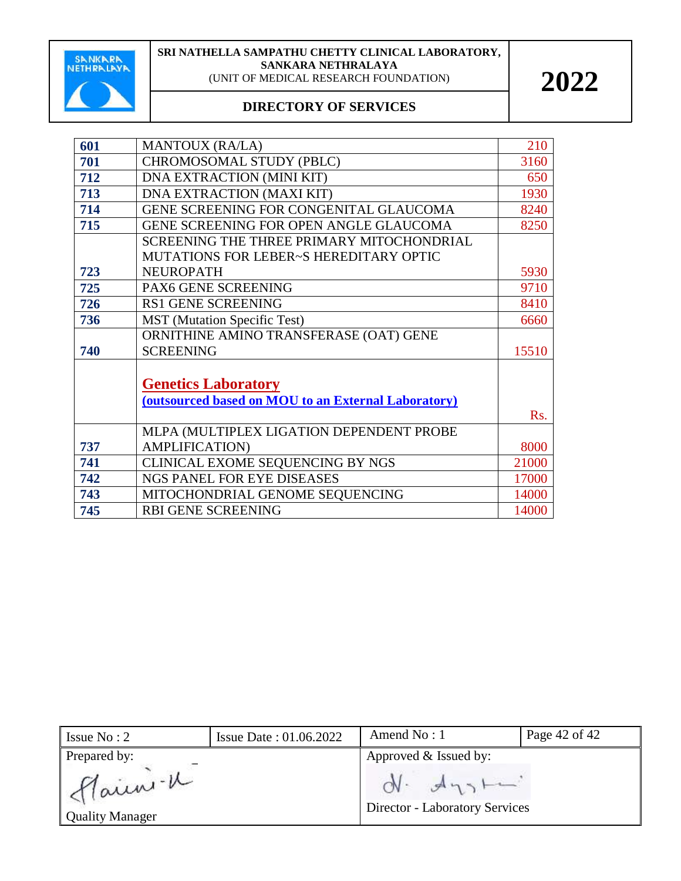| | | |
|---|---|---|
| **601** | MANTOUX (RA/LA) | 210 |
| **701** | CHROMOSOMAL STUDY (PBLC) | 3160 |
| **712** | DNA EXTRACTION (MINI KIT) | 650 |
| **713** | DNA EXTRACTION (MAXI KIT) | 1930 |
| **714** | GENE SCREENING FOR CONGENITAL GLAUCOMA | 8240 |
| **715** | GENE SCREENING FOR OPEN ANGLE GLAUCOMA | 8250 |
| **723** | SCREENING THE THREE PRIMARY MITOCHONDRIAL MUTATIONS FOR LEBER~S HEREDITARY OPTIC NEUROPATH | 5930 |
| **725** | PAX6 GENE SCREENING | 9710 |
| **726** | RS1 GENE SCREENING | 8410 |
| **736** | MST (Mutation Specific Test) | 6660 |
| **740** | ORNITHINE AMINO TRANSFERASE (OAT) GENE SCREENING | 15510 |
| | **Genetics Laboratory** **(outsourced based on MOU to an External Laboratory)** | Rs. |
| **737** | MLPA (MULTIPLEX LIGATION DEPENDENT PROBE AMPLIFICATION) | 8000 |
| **741** | CLINICAL EXOME SEQUENCING BY NGS | 21000 |
| **742** | NGS PANEL FOR EYE DISEASES | 17000 |
| **743** | MITOCHONDRIAL GENOME SEQUENCING | 14000 |
| **745** | RBI GENE SCREENING | 14000 |